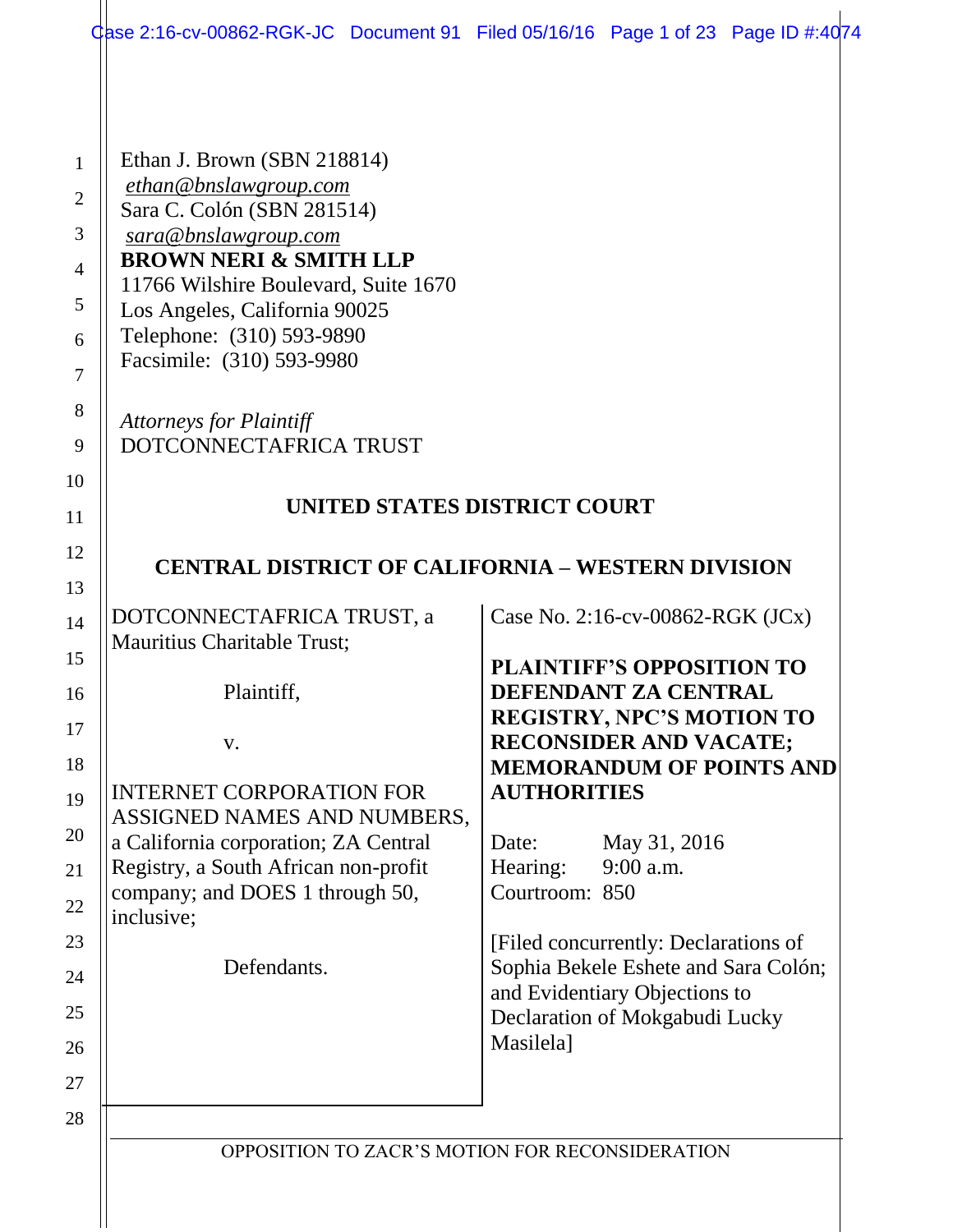Ethan J. Brown (SBN 218814)
*ethan@bnslawgroup.com*
Sara C. Colón (SBN 281514)
*sara@bnslawgroup.com*
**BROWN NERI & SMITH LLP**
11766 Wilshire Boulevard, Suite 1670
Los Angeles, California 90025
Telephone: (310) 593-9890
Facsimile: (310) 593-9980

*Attorneys for Plaintiff*
DOTCONNECTAFRICA TRUST

**UNITED STATES DISTRICT COURT**

**CENTRAL DISTRICT OF CALIFORNIA – WESTERN DIVISION**

DOTCONNECTAFRICA TRUST, a Mauritius Charitable Trust;

Plaintiff,

v.

INTERNET CORPORATION FOR ASSIGNED NAMES AND NUMBERS, a California corporation; ZA Central Registry, a South African non-profit company; and DOES 1 through 50, inclusive;

Defendants.

Case No. 2:16-cv-00862-RGK (JCx)

**PLAINTIFF'S OPPOSITION TO DEFENDANT ZA CENTRAL REGISTRY, NPC'S MOTION TO RECONSIDER AND VACATE; MEMORANDUM OF POINTS AND AUTHORITIES**

Date: May 31, 2016
Hearing: 9:00 a.m.
Courtroom: 850

[Filed concurrently: Declarations of Sophia Bekele Eshete and Sara Colón; and Evidentiary Objections to Declaration of Mokgabudi Lucky Masilela]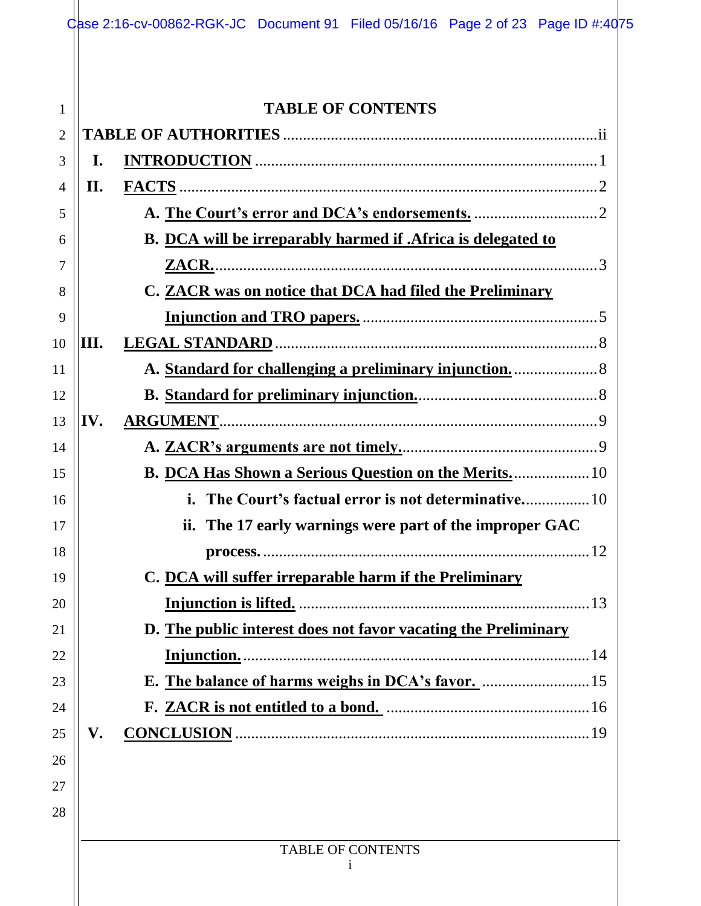# TABLE OF CONTENTS

TABLE OF AUTHORITIES ............ ii

I. INTRODUCTION ............ 1

II. FACTS ............ 2

- A. The Court's error and DCA's endorsements. ............ 2
- B. DCA will be irreparably harmed if .Africa is delegated to ZACR. ............ 3
- C. ZACR was on notice that DCA had filed the Preliminary Injunction and TRO papers. ............ 5

III. LEGAL STANDARD ............ 8

- A. Standard for challenging a preliminary injunction. ............ 8
- B. Standard for preliminary injunction. ............ 8

IV. ARGUMENT ............ 9

- A. ZACR's arguments are not timely. ............ 9
- B. DCA Has Shown a Serious Question on the Merits. ............ 10
  - i. The Court's factual error is not determinative. ............ 10
  - ii. The 17 early warnings were part of the improper GAC process. ............ 12
- C. DCA will suffer irreparable harm if the Preliminary Injunction is lifted. ............ 13
- D. The public interest does not favor vacating the Preliminary Injunction. ............ 14
- E. The balance of harms weighs in DCA's favor. ............ 15
- F. ZACR is not entitled to a bond. ............ 16

V. CONCLUSION ............ 19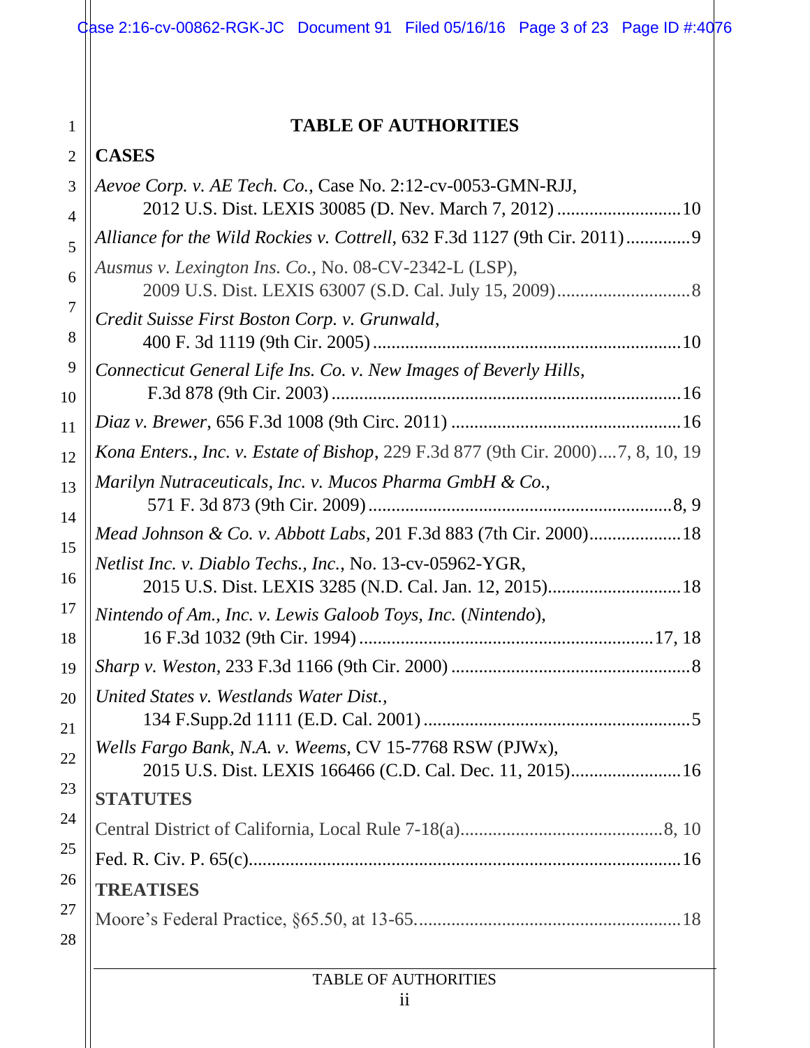# TABLE OF AUTHORITIES

## CASES

*Aevoe Corp. v. AE Tech. Co.*, Case No. 2:12-cv-0053-GMN-RJJ, 2012 U.S. Dist. LEXIS 30085 (D. Nev. March 7, 2012) .......................... 10

*Alliance for the Wild Rockies v. Cottrell*, 632 F.3d 1127 (9th Cir. 2011) .............. 9

*Ausmus v. Lexington Ins. Co.*, No. 08-CV-2342-L (LSP), 2009 U.S. Dist. LEXIS 63007 (S.D. Cal. July 15, 2009) ............................ 8

*Credit Suisse First Boston Corp. v. Grunwald*, 400 F. 3d 1119 (9th Cir. 2005) ................................................................ 10

*Connecticut General Life Ins. Co. v. New Images of Beverly Hills*, F.3d 878 (9th Cir. 2003) ........................................................................ 16

*Diaz v. Brewer*, 656 F.3d 1008 (9th Circ. 2011) ................................................ 16

*Kona Enters., Inc. v. Estate of Bishop*, 229 F.3d 877 (9th Cir. 2000) .... 7, 8, 10, 19

*Marilyn Nutraceuticals, Inc. v. Mucos Pharma GmbH & Co.*, 571 F. 3d 873 (9th Cir. 2009) ................................................................ 8, 9

*Mead Johnson & Co. v. Abbott Labs*, 201 F.3d 883 (7th Cir. 2000) .................... 18

*Netlist Inc. v. Diablo Techs., Inc.*, No. 13-cv-05962-YGR, 2015 U.S. Dist. LEXIS 3285 (N.D. Cal. Jan. 12, 2015) ............................ 18

*Nintendo of Am., Inc. v. Lewis Galoob Toys, Inc.* (*Nintendo*), 16 F.3d 1032 (9th Cir. 1994) .............................................................. 17, 18

*Sharp v. Weston*, 233 F.3d 1166 (9th Cir. 2000) .................................................... 8

*United States v. Westlands Water Dist.*, 134 F.Supp.2d 1111 (E.D. Cal. 2001) .......................................................... 5

*Wells Fargo Bank, N.A. v. Weems*, CV 15-7768 RSW (PJWx), 2015 U.S. Dist. LEXIS 166466 (C.D. Cal. Dec. 11, 2015) ........................ 16

## STATUTES

Central District of California, Local Rule 7-18(a) ............................................ 8, 10

Fed. R. Civ. P. 65(c) ............................................................................................ 16

## TREATISES

Moore's Federal Practice, §65.50, at 13-65 .......................................................... 18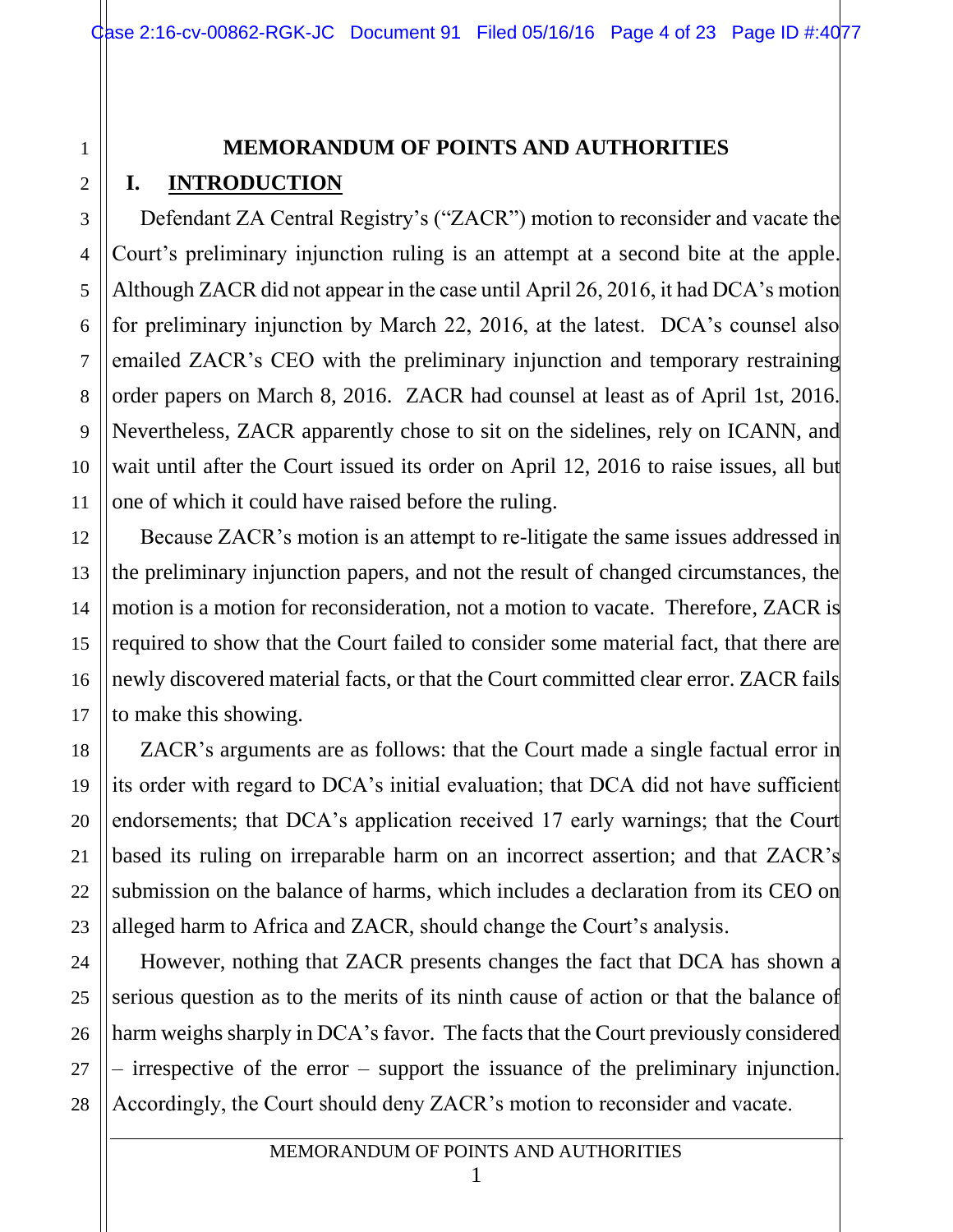## MEMORANDUM OF POINTS AND AUTHORITIES

### I. INTRODUCTION

Defendant ZA Central Registry's ("ZACR") motion to reconsider and vacate the Court's preliminary injunction ruling is an attempt at a second bite at the apple. Although ZACR did not appear in the case until April 26, 2016, it had DCA's motion for preliminary injunction by March 22, 2016, at the latest. DCA's counsel also emailed ZACR's CEO with the preliminary injunction and temporary restraining order papers on March 8, 2016. ZACR had counsel at least as of April 1st, 2016. Nevertheless, ZACR apparently chose to sit on the sidelines, rely on ICANN, and wait until after the Court issued its order on April 12, 2016 to raise issues, all but one of which it could have raised before the ruling.

Because ZACR's motion is an attempt to re-litigate the same issues addressed in the preliminary injunction papers, and not the result of changed circumstances, the motion is a motion for reconsideration, not a motion to vacate. Therefore, ZACR is required to show that the Court failed to consider some material fact, that there are newly discovered material facts, or that the Court committed clear error. ZACR fails to make this showing.

ZACR's arguments are as follows: that the Court made a single factual error in its order with regard to DCA's initial evaluation; that DCA did not have sufficient endorsements; that DCA's application received 17 early warnings; that the Court based its ruling on irreparable harm on an incorrect assertion; and that ZACR's submission on the balance of harms, which includes a declaration from its CEO on alleged harm to Africa and ZACR, should change the Court's analysis.

However, nothing that ZACR presents changes the fact that DCA has shown a serious question as to the merits of its ninth cause of action or that the balance of harm weighs sharply in DCA's favor. The facts that the Court previously considered – irrespective of the error – support the issuance of the preliminary injunction. Accordingly, the Court should deny ZACR's motion to reconsider and vacate.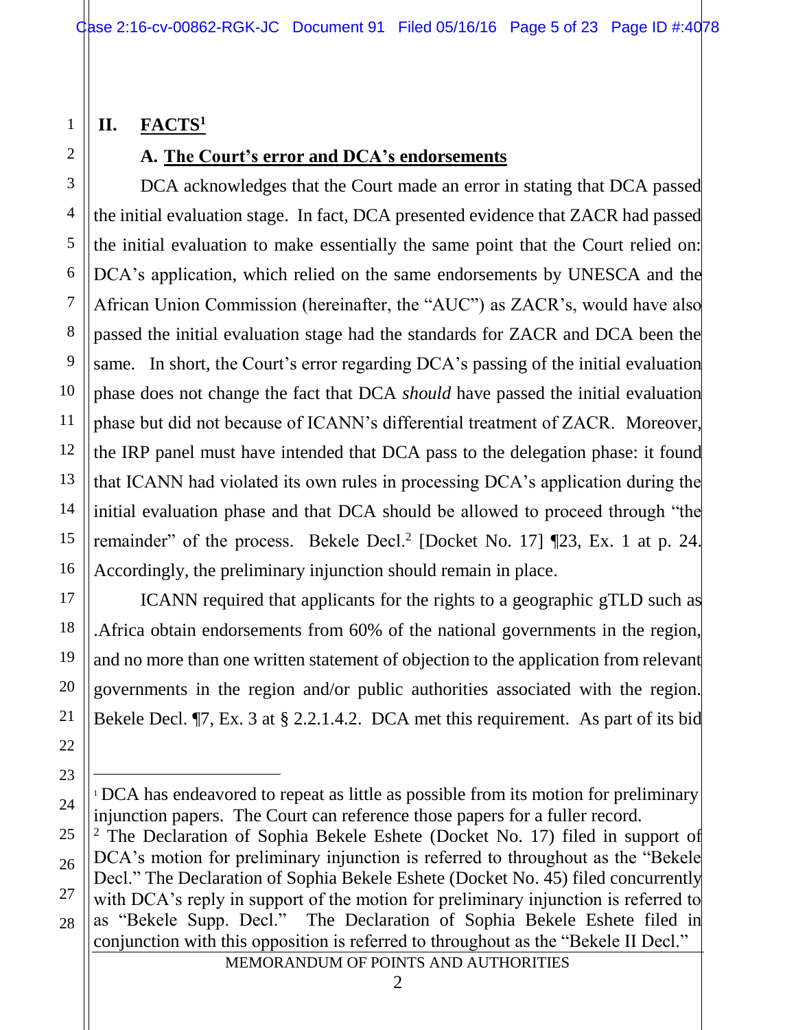## II. FACTS[1]

### A. The Court's error and DCA's endorsements

DCA acknowledges that the Court made an error in stating that DCA passed the initial evaluation stage. In fact, DCA presented evidence that ZACR had passed the initial evaluation to make essentially the same point that the Court relied on: DCA's application, which relied on the same endorsements by UNESCA and the African Union Commission (hereinafter, the "AUC") as ZACR's, would have also passed the initial evaluation stage had the standards for ZACR and DCA been the same. In short, the Court's error regarding DCA's passing of the initial evaluation phase does not change the fact that DCA *should* have passed the initial evaluation phase but did not because of ICANN's differential treatment of ZACR. Moreover, the IRP panel must have intended that DCA pass to the delegation phase: it found that ICANN had violated its own rules in processing DCA's application during the initial evaluation phase and that DCA should be allowed to proceed through "the remainder" of the process. Bekele Decl.[2] [Docket No. 17] ¶23, Ex. 1 at p. 24. Accordingly, the preliminary injunction should remain in place.

ICANN required that applicants for the rights to a geographic gTLD such as .Africa obtain endorsements from 60% of the national governments in the region, and no more than one written statement of objection to the application from relevant governments in the region and/or public authorities associated with the region. Bekele Decl. ¶7, Ex. 3 at § 2.2.1.4.2. DCA met this requirement. As part of its bid

---

[1] DCA has endeavored to repeat as little as possible from its motion for preliminary injunction papers. The Court can reference those papers for a fuller record.

[2] The Declaration of Sophia Bekele Eshete (Docket No. 17) filed in support of DCA's motion for preliminary injunction is referred to throughout as the "Bekele Decl." The Declaration of Sophia Bekele Eshete (Docket No. 45) filed concurrently with DCA's reply in support of the motion for preliminary injunction is referred to as "Bekele Supp. Decl." The Declaration of Sophia Bekele Eshete filed in conjunction with this opposition is referred to throughout as the "Bekele II Decl."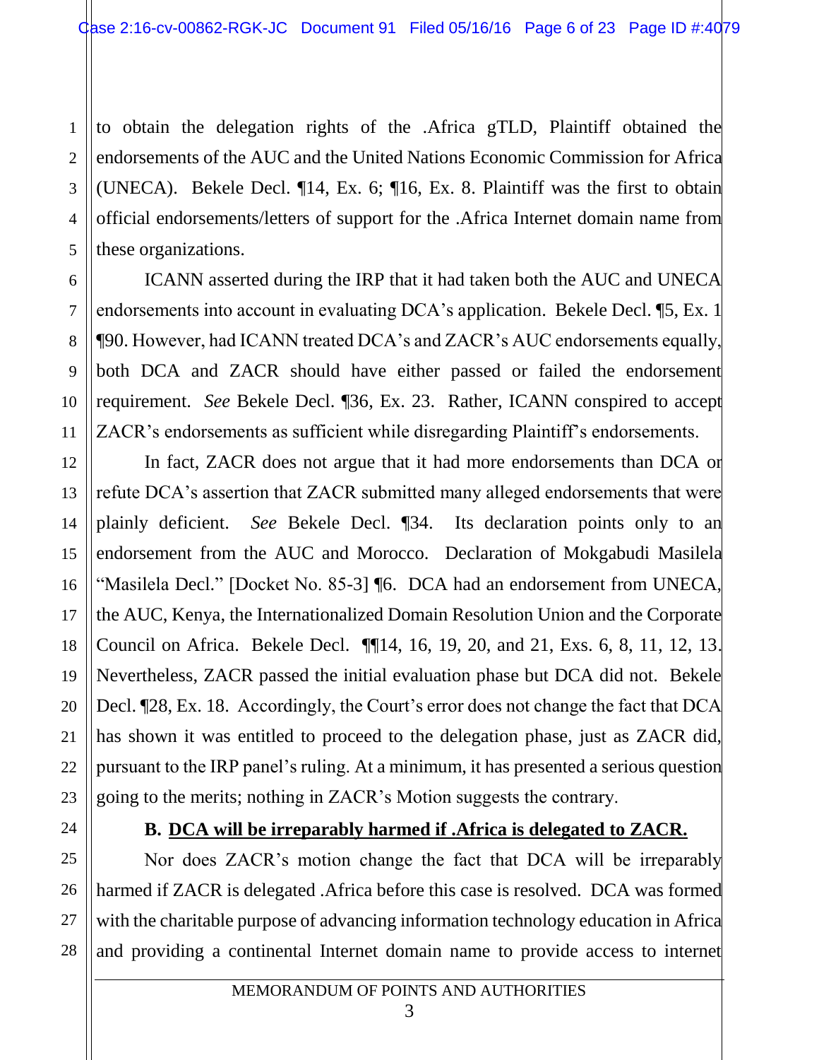to obtain the delegation rights of the .Africa gTLD, Plaintiff obtained the endorsements of the AUC and the United Nations Economic Commission for Africa (UNECA). Bekele Decl. ¶14, Ex. 6; ¶16, Ex. 8. Plaintiff was the first to obtain official endorsements/letters of support for the .Africa Internet domain name from these organizations.

ICANN asserted during the IRP that it had taken both the AUC and UNECA endorsements into account in evaluating DCA's application. Bekele Decl. ¶5, Ex. 1 ¶90. However, had ICANN treated DCA's and ZACR's AUC endorsements equally, both DCA and ZACR should have either passed or failed the endorsement requirement. *See* Bekele Decl. ¶36, Ex. 23. Rather, ICANN conspired to accept ZACR's endorsements as sufficient while disregarding Plaintiff's endorsements.

In fact, ZACR does not argue that it had more endorsements than DCA or refute DCA's assertion that ZACR submitted many alleged endorsements that were plainly deficient. *See* Bekele Decl. ¶34. Its declaration points only to an endorsement from the AUC and Morocco. Declaration of Mokgabudi Masilela "Masilela Decl." [Docket No. 85-3] ¶6. DCA had an endorsement from UNECA, the AUC, Kenya, the Internationalized Domain Resolution Union and the Corporate Council on Africa. Bekele Decl. ¶¶14, 16, 19, 20, and 21, Exs. 6, 8, 11, 12, 13. Nevertheless, ZACR passed the initial evaluation phase but DCA did not. Bekele Decl. ¶28, Ex. 18. Accordingly, the Court's error does not change the fact that DCA has shown it was entitled to proceed to the delegation phase, just as ZACR did, pursuant to the IRP panel's ruling. At a minimum, it has presented a serious question going to the merits; nothing in ZACR's Motion suggests the contrary.

**B. <u>DCA will be irreparably harmed if .Africa is delegated to ZACR.</u>**

Nor does ZACR's motion change the fact that DCA will be irreparably harmed if ZACR is delegated .Africa before this case is resolved. DCA was formed with the charitable purpose of advancing information technology education in Africa and providing a continental Internet domain name to provide access to internet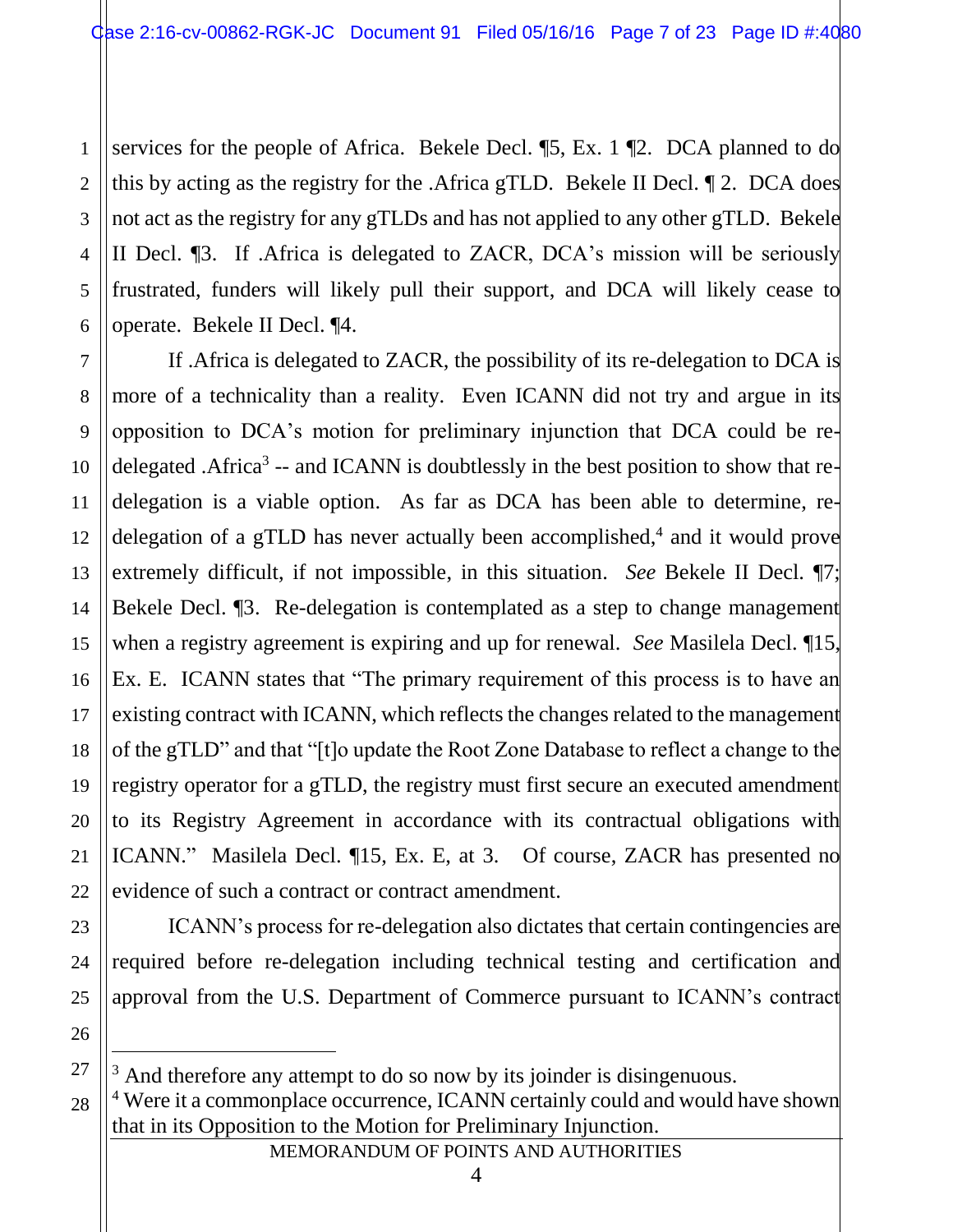services for the people of Africa. Bekele Decl. ¶5, Ex. 1 ¶2. DCA planned to do this by acting as the registry for the .Africa gTLD. Bekele II Decl. ¶ 2. DCA does not act as the registry for any gTLDs and has not applied to any other gTLD. Bekele II Decl. ¶3. If .Africa is delegated to ZACR, DCA's mission will be seriously frustrated, funders will likely pull their support, and DCA will likely cease to operate. Bekele II Decl. ¶4.

If .Africa is delegated to ZACR, the possibility of its re-delegation to DCA is more of a technicality than a reality. Even ICANN did not try and argue in its opposition to DCA's motion for preliminary injunction that DCA could be re-delegated .Africa[3] -- and ICANN is doubtlessly in the best position to show that re-delegation is a viable option. As far as DCA has been able to determine, re-delegation of a gTLD has never actually been accomplished,[4] and it would prove extremely difficult, if not impossible, in this situation. *See* Bekele II Decl. ¶7; Bekele Decl. ¶3. Re-delegation is contemplated as a step to change management when a registry agreement is expiring and up for renewal. *See* Masilela Decl. ¶15, Ex. E. ICANN states that "The primary requirement of this process is to have an existing contract with ICANN, which reflects the changes related to the management of the gTLD" and that "[t]o update the Root Zone Database to reflect a change to the registry operator for a gTLD, the registry must first secure an executed amendment to its Registry Agreement in accordance with its contractual obligations with ICANN." Masilela Decl. ¶15, Ex. E, at 3. Of course, ZACR has presented no evidence of such a contract or contract amendment.

ICANN's process for re-delegation also dictates that certain contingencies are required before re-delegation including technical testing and certification and approval from the U.S. Department of Commerce pursuant to ICANN's contract

---

[3] And therefore any attempt to do so now by its joinder is disingenuous.

[4] Were it a commonplace occurrence, ICANN certainly could and would have shown that in its Opposition to the Motion for Preliminary Injunction.

MEMORANDUM OF POINTS AND AUTHORITIES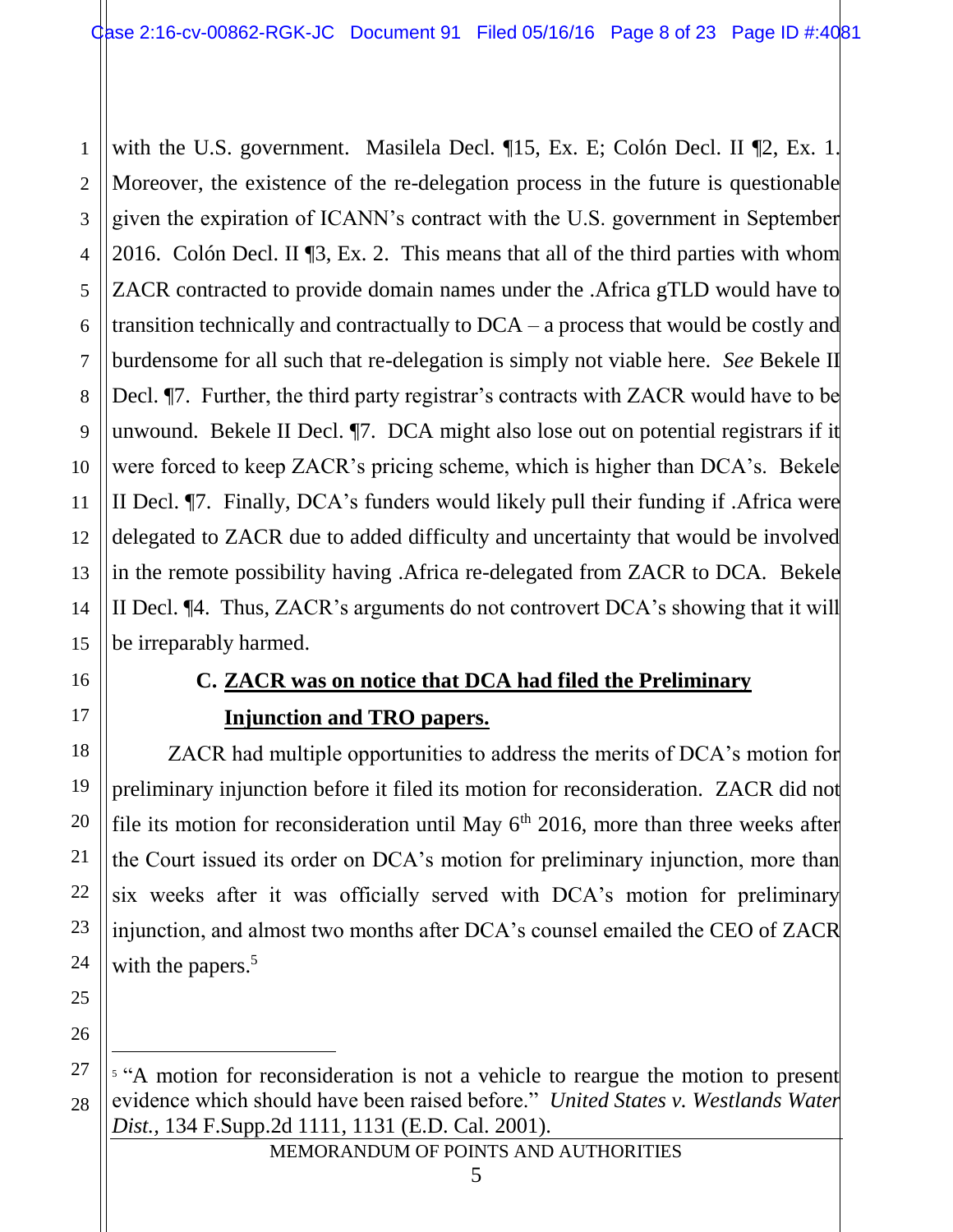with the U.S. government. Masilela Decl. ¶15, Ex. E; Colón Decl. II ¶2, Ex. 1. Moreover, the existence of the re-delegation process in the future is questionable given the expiration of ICANN's contract with the U.S. government in September 2016. Colón Decl. II ¶3, Ex. 2. This means that all of the third parties with whom ZACR contracted to provide domain names under the .Africa gTLD would have to transition technically and contractually to DCA – a process that would be costly and burdensome for all such that re-delegation is simply not viable here. *See* Bekele II Decl. ¶7. Further, the third party registrar's contracts with ZACR would have to be unwound. Bekele II Decl. ¶7. DCA might also lose out on potential registrars if it were forced to keep ZACR's pricing scheme, which is higher than DCA's. Bekele II Decl. ¶7. Finally, DCA's funders would likely pull their funding if .Africa were delegated to ZACR due to added difficulty and uncertainty that would be involved in the remote possibility having .Africa re-delegated from ZACR to DCA. Bekele II Decl. ¶4. Thus, ZACR's arguments do not controvert DCA's showing that it will be irreparably harmed.

### C. ZACR was on notice that DCA had filed the Preliminary Injunction and TRO papers.

ZACR had multiple opportunities to address the merits of DCA's motion for preliminary injunction before it filed its motion for reconsideration. ZACR did not file its motion for reconsideration until May 6th 2016, more than three weeks after the Court issued its order on DCA's motion for preliminary injunction, more than six weeks after it was officially served with DCA's motion for preliminary injunction, and almost two months after DCA's counsel emailed the CEO of ZACR with the papers.[5]

[5] "A motion for reconsideration is not a vehicle to reargue the motion to present evidence which should have been raised before." *United States v. Westlands Water Dist.*, 134 F.Supp.2d 1111, 1131 (E.D. Cal. 2001).

MEMORANDUM OF POINTS AND AUTHORITIES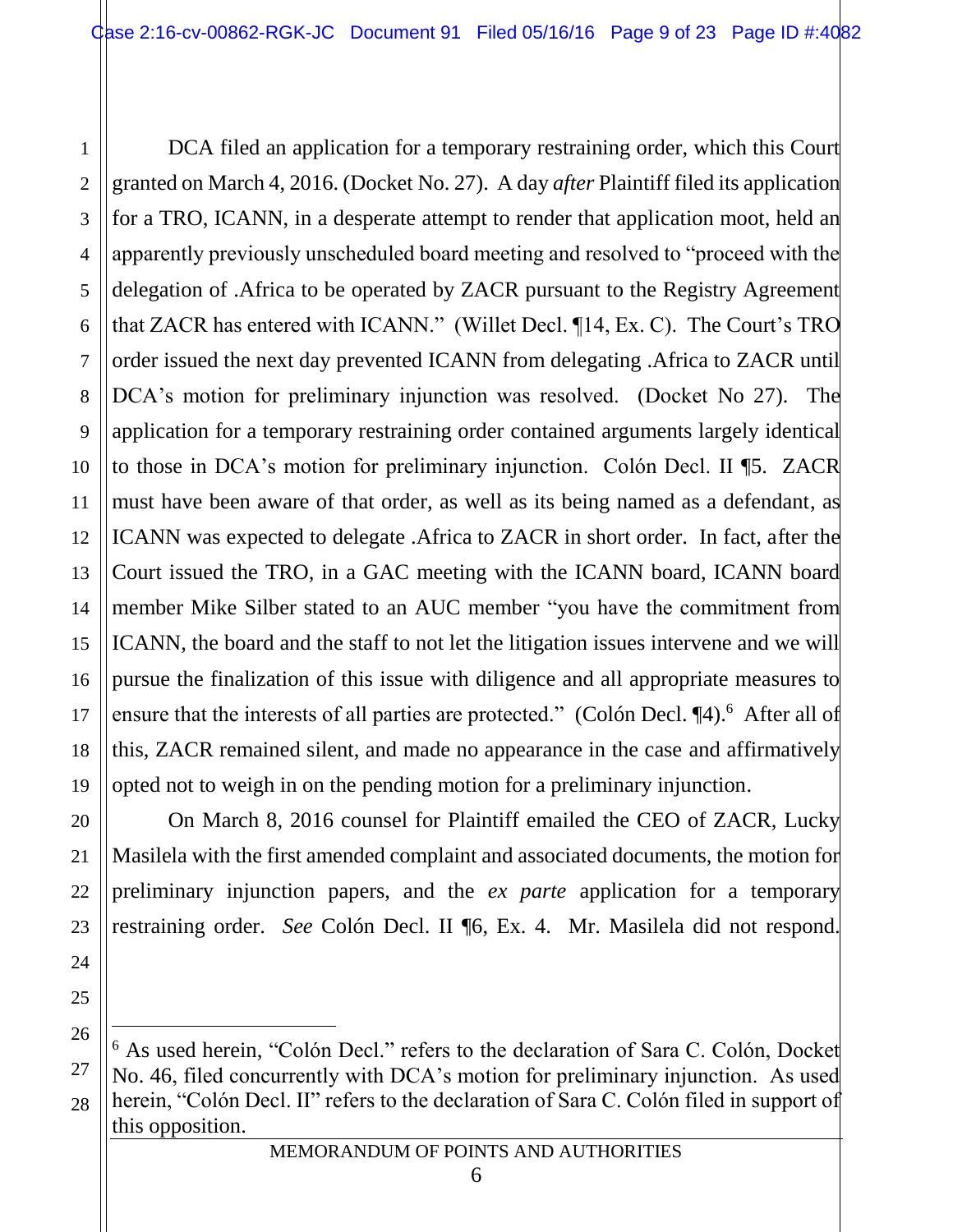DCA filed an application for a temporary restraining order, which this Court granted on March 4, 2016. (Docket No. 27). A day *after* Plaintiff filed its application for a TRO, ICANN, in a desperate attempt to render that application moot, held an apparently previously unscheduled board meeting and resolved to "proceed with the delegation of .Africa to be operated by ZACR pursuant to the Registry Agreement that ZACR has entered with ICANN." (Willet Decl. ¶14, Ex. C). The Court's TRO order issued the next day prevented ICANN from delegating .Africa to ZACR until DCA's motion for preliminary injunction was resolved. (Docket No 27). The application for a temporary restraining order contained arguments largely identical to those in DCA's motion for preliminary injunction. Colón Decl. II ¶5. ZACR must have been aware of that order, as well as its being named as a defendant, as ICANN was expected to delegate .Africa to ZACR in short order. In fact, after the Court issued the TRO, in a GAC meeting with the ICANN board, ICANN board member Mike Silber stated to an AUC member "you have the commitment from ICANN, the board and the staff to not let the litigation issues intervene and we will pursue the finalization of this issue with diligence and all appropriate measures to ensure that the interests of all parties are protected." (Colón Decl. ¶4).[6] After all of this, ZACR remained silent, and made no appearance in the case and affirmatively opted not to weigh in on the pending motion for a preliminary injunction.

On March 8, 2016 counsel for Plaintiff emailed the CEO of ZACR, Lucky Masilela with the first amended complaint and associated documents, the motion for preliminary injunction papers, and the *ex parte* application for a temporary restraining order. *See* Colón Decl. II ¶6, Ex. 4. Mr. Masilela did not respond.

[6] As used herein, "Colón Decl." refers to the declaration of Sara C. Colón, Docket No. 46, filed concurrently with DCA's motion for preliminary injunction. As used herein, "Colón Decl. II" refers to the declaration of Sara C. Colón filed in support of this opposition.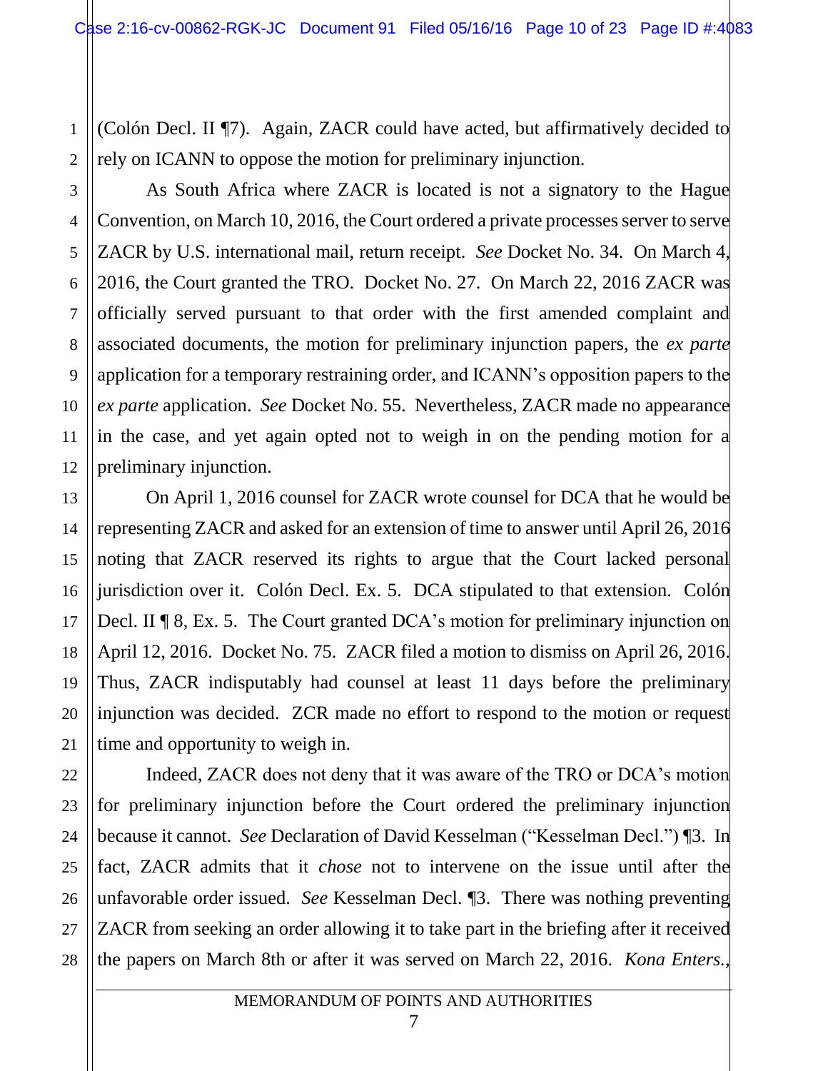(Colón Decl. II ¶7). Again, ZACR could have acted, but affirmatively decided to rely on ICANN to oppose the motion for preliminary injunction.

As South Africa where ZACR is located is not a signatory to the Hague Convention, on March 10, 2016, the Court ordered a private processes server to serve ZACR by U.S. international mail, return receipt. *See* Docket No. 34. On March 4, 2016, the Court granted the TRO. Docket No. 27. On March 22, 2016 ZACR was officially served pursuant to that order with the first amended complaint and associated documents, the motion for preliminary injunction papers, the *ex parte* application for a temporary restraining order, and ICANN's opposition papers to the *ex parte* application. *See* Docket No. 55. Nevertheless, ZACR made no appearance in the case, and yet again opted not to weigh in on the pending motion for a preliminary injunction.

On April 1, 2016 counsel for ZACR wrote counsel for DCA that he would be representing ZACR and asked for an extension of time to answer until April 26, 2016 noting that ZACR reserved its rights to argue that the Court lacked personal jurisdiction over it. Colón Decl. Ex. 5. DCA stipulated to that extension. Colón Decl. II ¶ 8, Ex. 5. The Court granted DCA's motion for preliminary injunction on April 12, 2016. Docket No. 75. ZACR filed a motion to dismiss on April 26, 2016. Thus, ZACR indisputably had counsel at least 11 days before the preliminary injunction was decided. ZCR made no effort to respond to the motion or request time and opportunity to weigh in.

Indeed, ZACR does not deny that it was aware of the TRO or DCA's motion for preliminary injunction before the Court ordered the preliminary injunction because it cannot. *See* Declaration of David Kesselman ("Kesselman Decl.") ¶3. In fact, ZACR admits that it *chose* not to intervene on the issue until after the unfavorable order issued. *See* Kesselman Decl. ¶3. There was nothing preventing ZACR from seeking an order allowing it to take part in the briefing after it received the papers on March 8th or after it was served on March 22, 2016. *Kona Enters.*,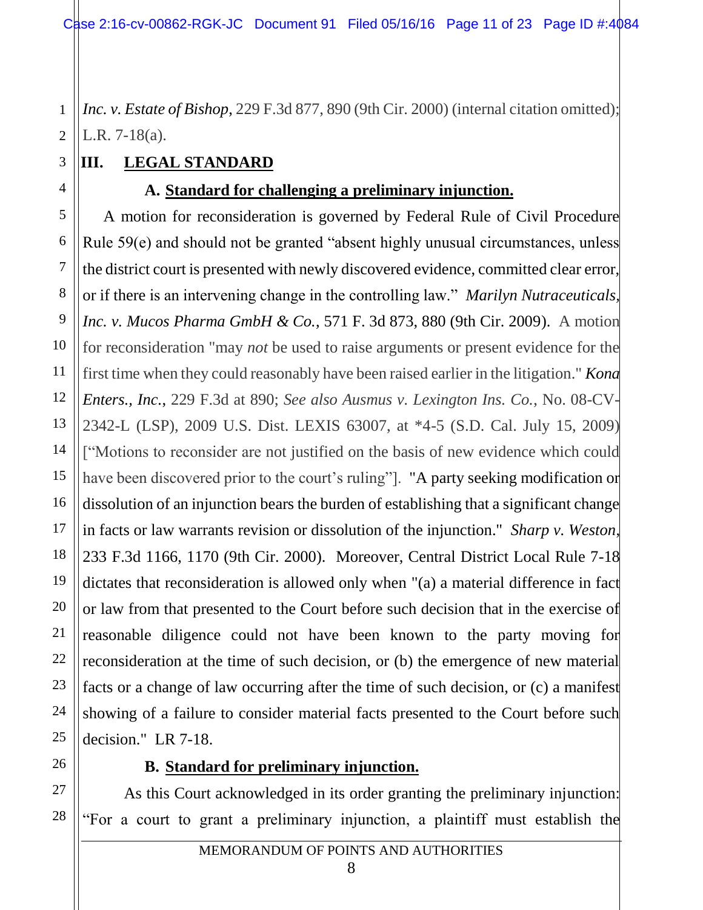*Inc. v. Estate of Bishop*, 229 F.3d 877, 890 (9th Cir. 2000) (internal citation omitted); L.R. 7-18(a).

## III. LEGAL STANDARD

### A. Standard for challenging a preliminary injunction.

A motion for reconsideration is governed by Federal Rule of Civil Procedure Rule 59(e) and should not be granted "absent highly unusual circumstances, unless the district court is presented with newly discovered evidence, committed clear error, or if there is an intervening change in the controlling law." *Marilyn Nutraceuticals, Inc. v. Mucos Pharma GmbH & Co.*, 571 F. 3d 873, 880 (9th Cir. 2009). A motion for reconsideration "may *not* be used to raise arguments or present evidence for the first time when they could reasonably have been raised earlier in the litigation." *Kona Enters., Inc.*, 229 F.3d at 890; *See also Ausmus v. Lexington Ins. Co.*, No. 08-CV-2342-L (LSP), 2009 U.S. Dist. LEXIS 63007, at *4-5 (S.D. Cal. July 15, 2009) ["Motions to reconsider are not justified on the basis of new evidence which could have been discovered prior to the court's ruling"]. "A party seeking modification or dissolution of an injunction bears the burden of establishing that a significant change in facts or law warrants revision or dissolution of the injunction." *Sharp v. Weston*, 233 F.3d 1166, 1170 (9th Cir. 2000). Moreover, Central District Local Rule 7-18 dictates that reconsideration is allowed only when "(a) a material difference in fact or law from that presented to the Court before such decision that in the exercise of reasonable diligence could not have been known to the party moving for reconsideration at the time of such decision, or (b) the emergence of new material facts or a change of law occurring after the time of such decision, or (c) a manifest showing of a failure to consider material facts presented to the Court before such decision." LR 7-18.

### B. Standard for preliminary injunction.

As this Court acknowledged in its order granting the preliminary injunction: "For a court to grant a preliminary injunction, a plaintiff must establish the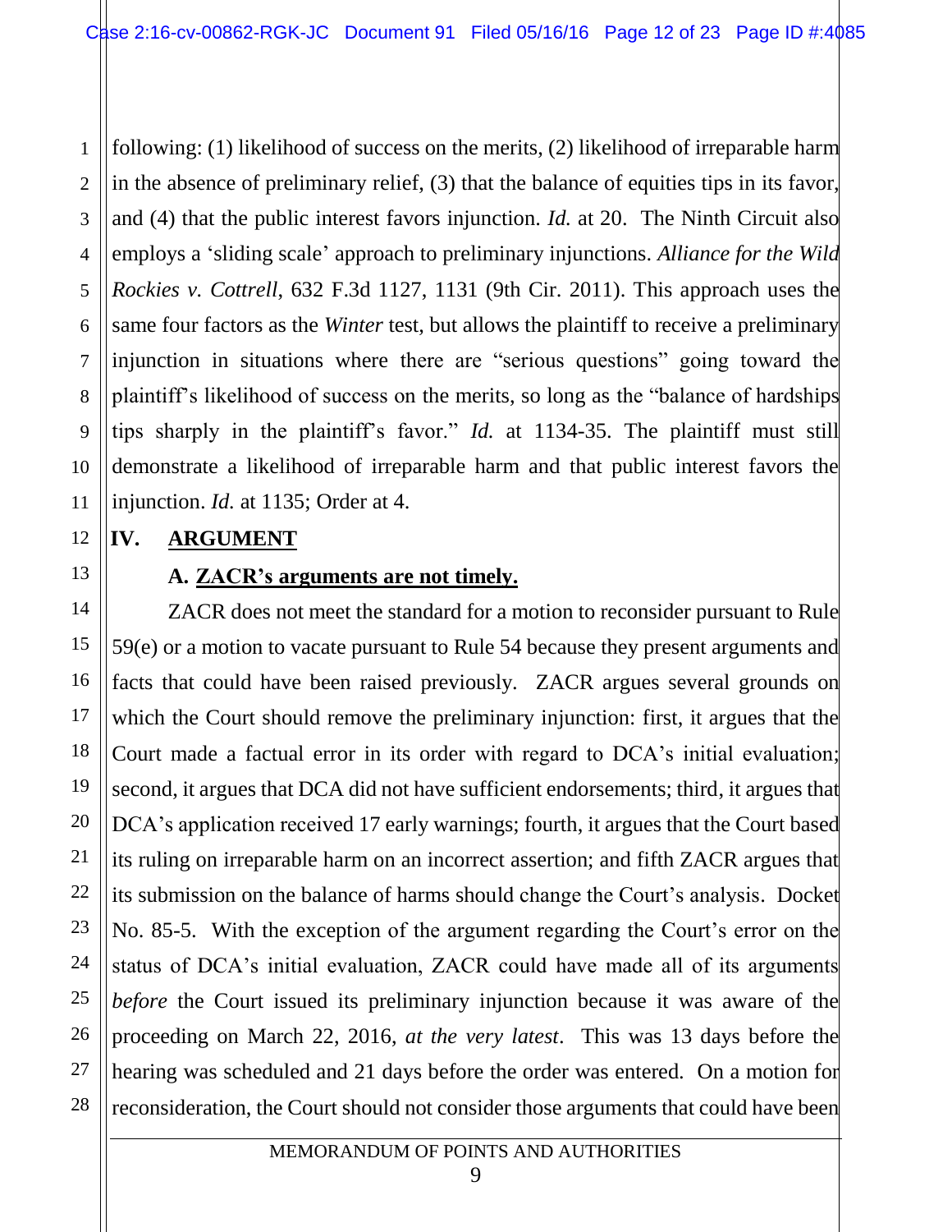following: (1) likelihood of success on the merits, (2) likelihood of irreparable harm in the absence of preliminary relief, (3) that the balance of equities tips in its favor, and (4) that the public interest favors injunction. *Id.* at 20. The Ninth Circuit also employs a 'sliding scale' approach to preliminary injunctions. *Alliance for the Wild Rockies v. Cottrell*, 632 F.3d 1127, 1131 (9th Cir. 2011). This approach uses the same four factors as the *Winter* test, but allows the plaintiff to receive a preliminary injunction in situations where there are "serious questions" going toward the plaintiff's likelihood of success on the merits, so long as the "balance of hardships tips sharply in the plaintiff's favor." *Id.* at 1134-35. The plaintiff must still demonstrate a likelihood of irreparable harm and that public interest favors the injunction. *Id.* at 1135; Order at 4.

## IV. ARGUMENT

### A. ZACR's arguments are not timely.

ZACR does not meet the standard for a motion to reconsider pursuant to Rule 59(e) or a motion to vacate pursuant to Rule 54 because they present arguments and facts that could have been raised previously. ZACR argues several grounds on which the Court should remove the preliminary injunction: first, it argues that the Court made a factual error in its order with regard to DCA's initial evaluation; second, it argues that DCA did not have sufficient endorsements; third, it argues that DCA's application received 17 early warnings; fourth, it argues that the Court based its ruling on irreparable harm on an incorrect assertion; and fifth ZACR argues that its submission on the balance of harms should change the Court's analysis. Docket No. 85-5. With the exception of the argument regarding the Court's error on the status of DCA's initial evaluation, ZACR could have made all of its arguments *before* the Court issued its preliminary injunction because it was aware of the proceeding on March 22, 2016, *at the very latest*. This was 13 days before the hearing was scheduled and 21 days before the order was entered. On a motion for reconsideration, the Court should not consider those arguments that could have been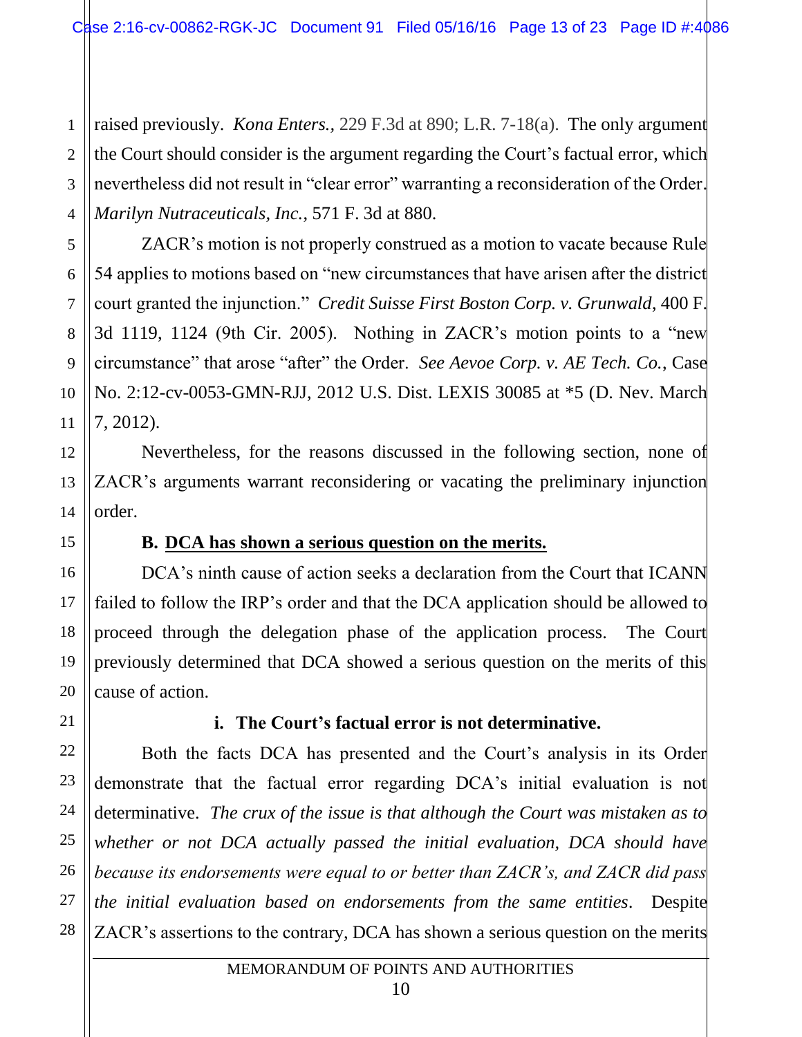raised previously. *Kona Enters.*, 229 F.3d at 890; L.R. 7-18(a). The only argument the Court should consider is the argument regarding the Court's factual error, which nevertheless did not result in "clear error" warranting a reconsideration of the Order. *Marilyn Nutraceuticals, Inc.*, 571 F. 3d at 880.

ZACR's motion is not properly construed as a motion to vacate because Rule 54 applies to motions based on "new circumstances that have arisen after the district court granted the injunction." *Credit Suisse First Boston Corp. v. Grunwald*, 400 F. 3d 1119, 1124 (9th Cir. 2005). Nothing in ZACR's motion points to a "new circumstance" that arose "after" the Order. *See Aevoe Corp. v. AE Tech. Co.*, Case No. 2:12-cv-0053-GMN-RJJ, 2012 U.S. Dist. LEXIS 30085 at *5 (D. Nev. March 7, 2012).

Nevertheless, for the reasons discussed in the following section, none of ZACR's arguments warrant reconsidering or vacating the preliminary injunction order.

**B. <u>DCA has shown a serious question on the merits.</u>**

DCA's ninth cause of action seeks a declaration from the Court that ICANN failed to follow the IRP's order and that the DCA application should be allowed to proceed through the delegation phase of the application process. The Court previously determined that DCA showed a serious question on the merits of this cause of action.

**i. The Court's factual error is not determinative.**

Both the facts DCA has presented and the Court's analysis in its Order demonstrate that the factual error regarding DCA's initial evaluation is not determinative. *The crux of the issue is that although the Court was mistaken as to whether or not DCA actually passed the initial evaluation, DCA should have because its endorsements were equal to or better than ZACR's, and ZACR did pass the initial evaluation based on endorsements from the same entities*. Despite ZACR's assertions to the contrary, DCA has shown a serious question on the merits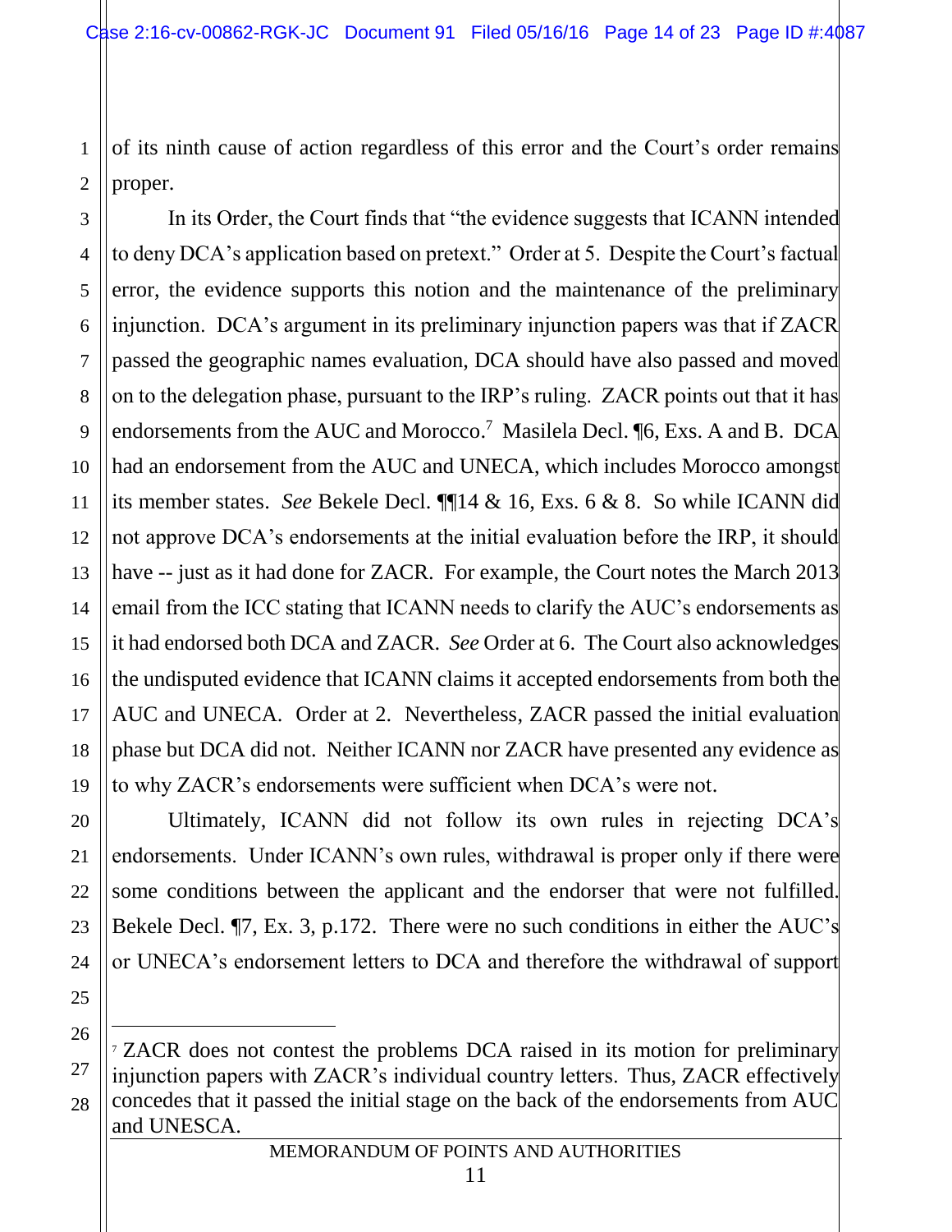of its ninth cause of action regardless of this error and the Court's order remains proper.

In its Order, the Court finds that "the evidence suggests that ICANN intended to deny DCA's application based on pretext." Order at 5. Despite the Court's factual error, the evidence supports this notion and the maintenance of the preliminary injunction. DCA's argument in its preliminary injunction papers was that if ZACR passed the geographic names evaluation, DCA should have also passed and moved on to the delegation phase, pursuant to the IRP's ruling. ZACR points out that it has endorsements from the AUC and Morocco.[7] Masilela Decl. ¶6, Exs. A and B. DCA had an endorsement from the AUC and UNECA, which includes Morocco amongst its member states. *See* Bekele Decl. ¶¶14 & 16, Exs. 6 & 8. So while ICANN did not approve DCA's endorsements at the initial evaluation before the IRP, it should have -- just as it had done for ZACR. For example, the Court notes the March 2013 email from the ICC stating that ICANN needs to clarify the AUC's endorsements as it had endorsed both DCA and ZACR. *See* Order at 6. The Court also acknowledges the undisputed evidence that ICANN claims it accepted endorsements from both the AUC and UNECA. Order at 2. Nevertheless, ZACR passed the initial evaluation phase but DCA did not. Neither ICANN nor ZACR have presented any evidence as to why ZACR's endorsements were sufficient when DCA's were not.

Ultimately, ICANN did not follow its own rules in rejecting DCA's endorsements. Under ICANN's own rules, withdrawal is proper only if there were some conditions between the applicant and the endorser that were not fulfilled. Bekele Decl. ¶7, Ex. 3, p.172. There were no such conditions in either the AUC's or UNECA's endorsement letters to DCA and therefore the withdrawal of support

---

[7] ZACR does not contest the problems DCA raised in its motion for preliminary injunction papers with ZACR's individual country letters. Thus, ZACR effectively concedes that it passed the initial stage on the back of the endorsements from AUC and UNESCA.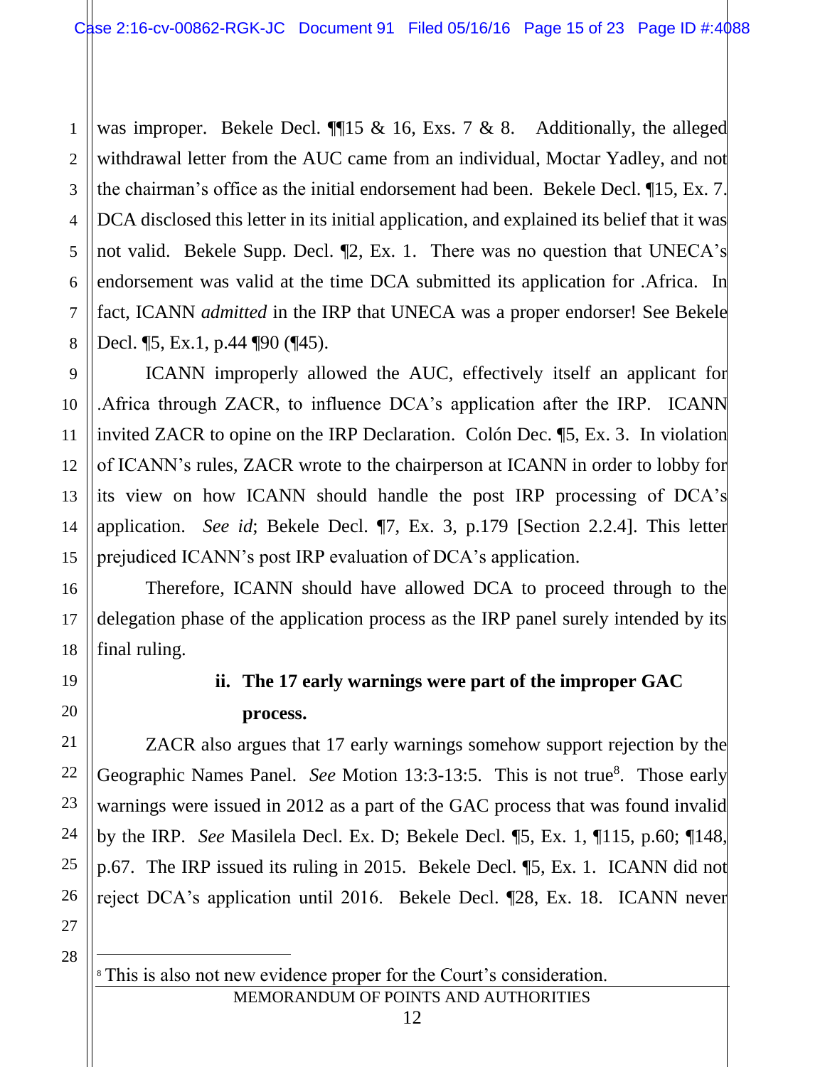was improper. Bekele Decl. ¶¶15 & 16, Exs. 7 & 8. Additionally, the alleged withdrawal letter from the AUC came from an individual, Moctar Yadley, and not the chairman's office as the initial endorsement had been. Bekele Decl. ¶15, Ex. 7. DCA disclosed this letter in its initial application, and explained its belief that it was not valid. Bekele Supp. Decl. ¶2, Ex. 1. There was no question that UNECA's endorsement was valid at the time DCA submitted its application for .Africa. In fact, ICANN *admitted* in the IRP that UNECA was a proper endorser! See Bekele Decl. ¶5, Ex.1, p.44 ¶90 (¶45).

ICANN improperly allowed the AUC, effectively itself an applicant for .Africa through ZACR, to influence DCA's application after the IRP. ICANN invited ZACR to opine on the IRP Declaration. Colón Dec. ¶5, Ex. 3. In violation of ICANN's rules, ZACR wrote to the chairperson at ICANN in order to lobby for its view on how ICANN should handle the post IRP processing of DCA's application. *See id*; Bekele Decl. ¶7, Ex. 3, p.179 [Section 2.2.4]. This letter prejudiced ICANN's post IRP evaluation of DCA's application.

Therefore, ICANN should have allowed DCA to proceed through to the delegation phase of the application process as the IRP panel surely intended by its final ruling.

**ii. The 17 early warnings were part of the improper GAC process.**

ZACR also argues that 17 early warnings somehow support rejection by the Geographic Names Panel. *See* Motion 13:3-13:5. This is not true[8]. Those early warnings were issued in 2012 as a part of the GAC process that was found invalid by the IRP. *See* Masilela Decl. Ex. D; Bekele Decl. ¶5, Ex. 1, ¶115, p.60; ¶148, p.67. The IRP issued its ruling in 2015. Bekele Decl. ¶5, Ex. 1. ICANN did not reject DCA's application until 2016. Bekele Decl. ¶28, Ex. 18. ICANN never

[8] This is also not new evidence proper for the Court's consideration.

MEMORANDUM OF POINTS AND AUTHORITIES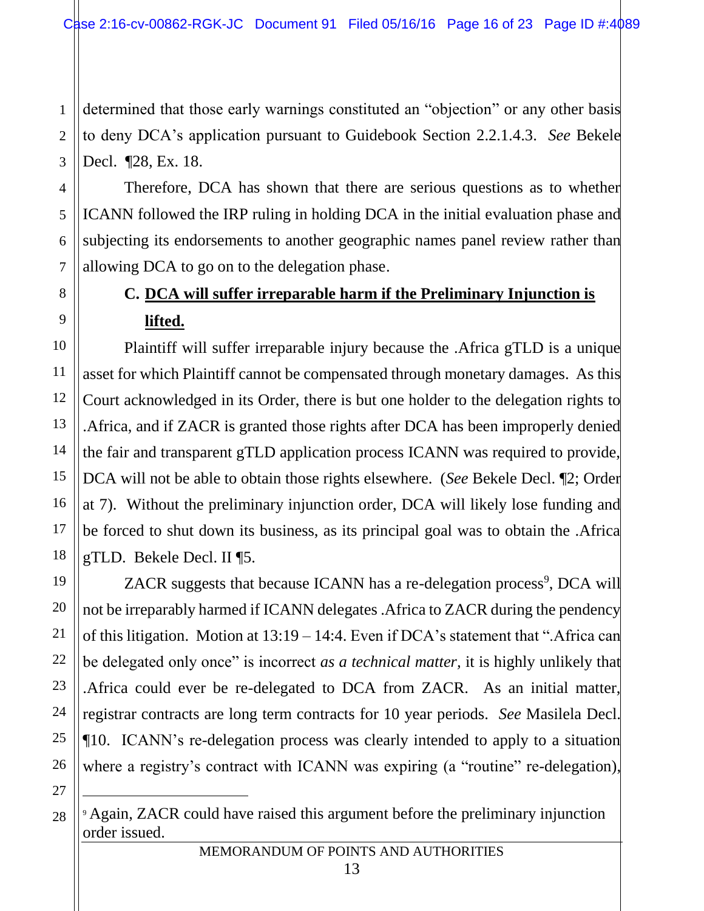determined that those early warnings constituted an "objection" or any other basis to deny DCA's application pursuant to Guidebook Section 2.2.1.4.3. *See* Bekele Decl. ¶28, Ex. 18.

Therefore, DCA has shown that there are serious questions as to whether ICANN followed the IRP ruling in holding DCA in the initial evaluation phase and subjecting its endorsements to another geographic names panel review rather than allowing DCA to go on to the delegation phase.

### C. DCA will suffer irreparable harm if the Preliminary Injunction is lifted.

Plaintiff will suffer irreparable injury because the .Africa gTLD is a unique asset for which Plaintiff cannot be compensated through monetary damages. As this Court acknowledged in its Order, there is but one holder to the delegation rights to .Africa, and if ZACR is granted those rights after DCA has been improperly denied the fair and transparent gTLD application process ICANN was required to provide, DCA will not be able to obtain those rights elsewhere. (*See* Bekele Decl. ¶2; Order at 7). Without the preliminary injunction order, DCA will likely lose funding and be forced to shut down its business, as its principal goal was to obtain the .Africa gTLD. Bekele Decl. II ¶5.

ZACR suggests that because ICANN has a re-delegation process[9], DCA will not be irreparably harmed if ICANN delegates .Africa to ZACR during the pendency of this litigation. Motion at 13:19 – 14:4. Even if DCA's statement that ".Africa can be delegated only once" is incorrect *as a technical matter,* it is highly unlikely that .Africa could ever be re-delegated to DCA from ZACR. As an initial matter, registrar contracts are long term contracts for 10 year periods. *See* Masilela Decl. ¶10. ICANN's re-delegation process was clearly intended to apply to a situation where a registry's contract with ICANN was expiring (a "routine" re-delegation),

---

[9] Again, ZACR could have raised this argument before the preliminary injunction order issued.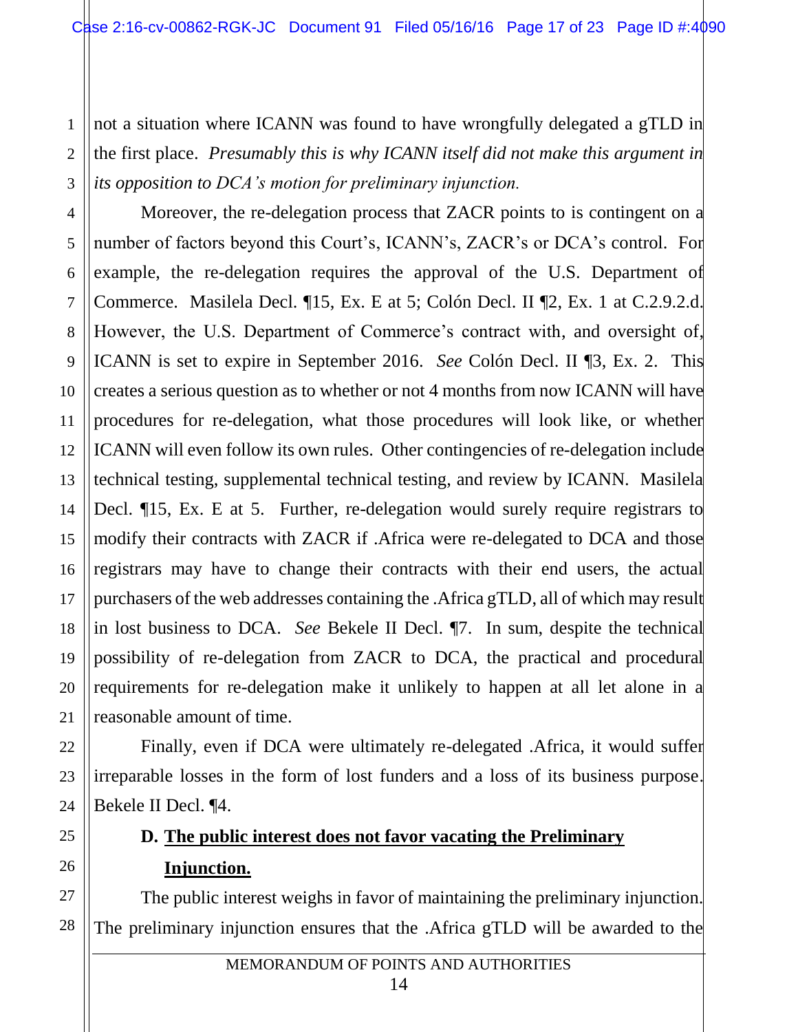not a situation where ICANN was found to have wrongfully delegated a gTLD in the first place. *Presumably this is why ICANN itself did not make this argument in its opposition to DCA's motion for preliminary injunction.*

Moreover, the re-delegation process that ZACR points to is contingent on a number of factors beyond this Court's, ICANN's, ZACR's or DCA's control. For example, the re-delegation requires the approval of the U.S. Department of Commerce. Masilela Decl. ¶15, Ex. E at 5; Colón Decl. II ¶2, Ex. 1 at C.2.9.2.d. However, the U.S. Department of Commerce's contract with, and oversight of, ICANN is set to expire in September 2016. *See* Colón Decl. II ¶3, Ex. 2. This creates a serious question as to whether or not 4 months from now ICANN will have procedures for re-delegation, what those procedures will look like, or whether ICANN will even follow its own rules. Other contingencies of re-delegation include technical testing, supplemental technical testing, and review by ICANN. Masilela Decl. ¶15, Ex. E at 5. Further, re-delegation would surely require registrars to modify their contracts with ZACR if .Africa were re-delegated to DCA and those registrars may have to change their contracts with their end users, the actual purchasers of the web addresses containing the .Africa gTLD, all of which may result in lost business to DCA. *See* Bekele II Decl. ¶7. In sum, despite the technical possibility of re-delegation from ZACR to DCA, the practical and procedural requirements for re-delegation make it unlikely to happen at all let alone in a reasonable amount of time.

Finally, even if DCA were ultimately re-delegated .Africa, it would suffer irreparable losses in the form of lost funders and a loss of its business purpose. Bekele II Decl. ¶4.

### D. <u>The public interest does not favor vacating the Preliminary Injunction.</u>

The public interest weighs in favor of maintaining the preliminary injunction. The preliminary injunction ensures that the .Africa gTLD will be awarded to the

MEMORANDUM OF POINTS AND AUTHORITIES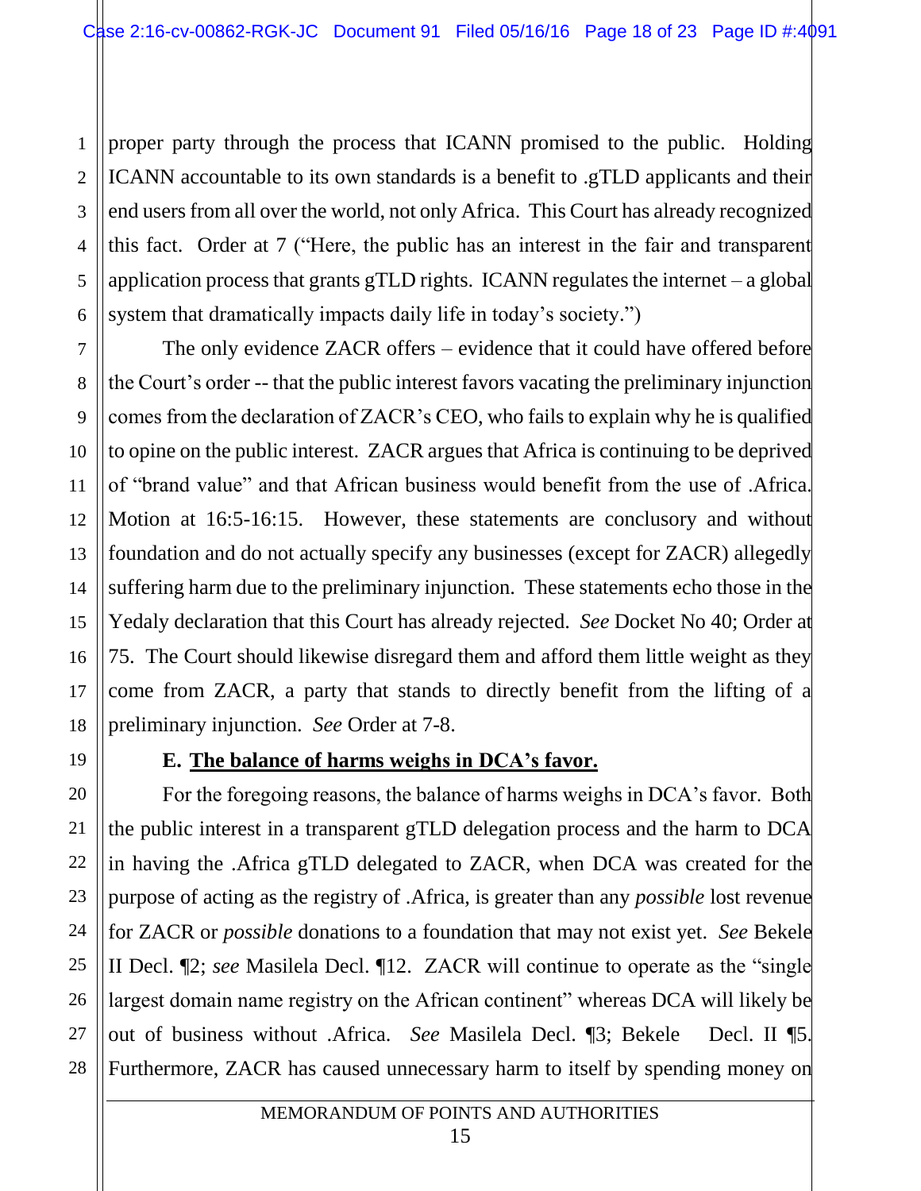proper party through the process that ICANN promised to the public. Holding ICANN accountable to its own standards is a benefit to .gTLD applicants and their end users from all over the world, not only Africa. This Court has already recognized this fact. Order at 7 ("Here, the public has an interest in the fair and transparent application process that grants gTLD rights. ICANN regulates the internet – a global system that dramatically impacts daily life in today's society.")

The only evidence ZACR offers – evidence that it could have offered before the Court's order -- that the public interest favors vacating the preliminary injunction comes from the declaration of ZACR's CEO, who fails to explain why he is qualified to opine on the public interest. ZACR argues that Africa is continuing to be deprived of "brand value" and that African business would benefit from the use of .Africa. Motion at 16:5-16:15. However, these statements are conclusory and without foundation and do not actually specify any businesses (except for ZACR) allegedly suffering harm due to the preliminary injunction. These statements echo those in the Yedaly declaration that this Court has already rejected. *See* Docket No 40; Order at 75. The Court should likewise disregard them and afford them little weight as they come from ZACR, a party that stands to directly benefit from the lifting of a preliminary injunction. *See* Order at 7-8.

### E. <u>The balance of harms weighs in DCA's favor.</u>

For the foregoing reasons, the balance of harms weighs in DCA's favor. Both the public interest in a transparent gTLD delegation process and the harm to DCA in having the .Africa gTLD delegated to ZACR, when DCA was created for the purpose of acting as the registry of .Africa, is greater than any *possible* lost revenue for ZACR or *possible* donations to a foundation that may not exist yet. *See* Bekele II Decl. ¶2; *see* Masilela Decl. ¶12. ZACR will continue to operate as the "single largest domain name registry on the African continent" whereas DCA will likely be out of business without .Africa. *See* Masilela Decl. ¶3; Bekele Decl. II ¶5. Furthermore, ZACR has caused unnecessary harm to itself by spending money on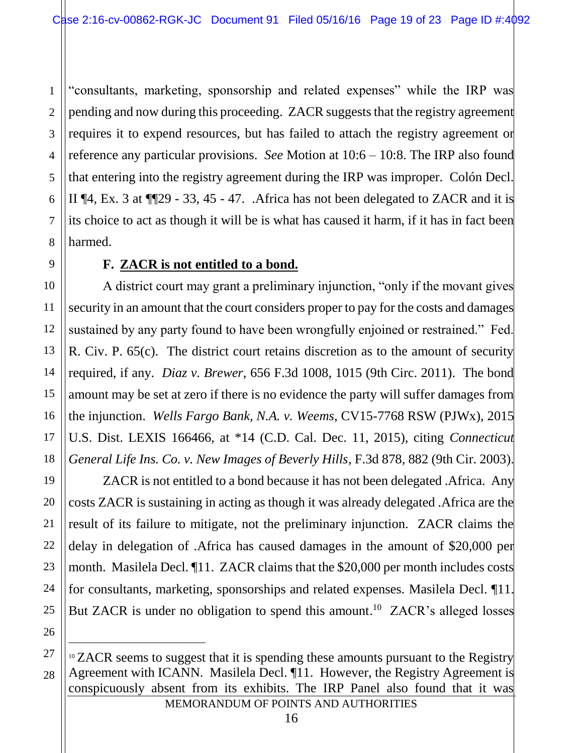"consultants, marketing, sponsorship and related expenses" while the IRP was pending and now during this proceeding. ZACR suggests that the registry agreement requires it to expend resources, but has failed to attach the registry agreement or reference any particular provisions. *See* Motion at 10:6 – 10:8. The IRP also found that entering into the registry agreement during the IRP was improper. Colón Decl. II ¶4, Ex. 3 at ¶¶29 - 33, 45 - 47. .Africa has not been delegated to ZACR and it is its choice to act as though it will be is what has caused it harm, if it has in fact been harmed.

**F. <u>ZACR is not entitled to a bond.</u>**

A district court may grant a preliminary injunction, "only if the movant gives security in an amount that the court considers proper to pay for the costs and damages sustained by any party found to have been wrongfully enjoined or restrained." Fed. R. Civ. P. 65(c). The district court retains discretion as to the amount of security required, if any. *Diaz v. Brewer*, 656 F.3d 1008, 1015 (9th Circ. 2011). The bond amount may be set at zero if there is no evidence the party will suffer damages from the injunction. *Wells Fargo Bank, N.A. v. Weems*, CV15-7768 RSW (PJWx), 2015 U.S. Dist. LEXIS 166466, at *14 (C.D. Cal. Dec. 11, 2015), citing *Connecticut General Life Ins. Co. v. New Images of Beverly Hills*, F.3d 878, 882 (9th Cir. 2003).

ZACR is not entitled to a bond because it has not been delegated .Africa. Any costs ZACR is sustaining in acting as though it was already delegated .Africa are the result of its failure to mitigate, not the preliminary injunction. ZACR claims the delay in delegation of .Africa has caused damages in the amount of $20,000 per month. Masilela Decl. ¶11. ZACR claims that the $20,000 per month includes costs for consultants, marketing, sponsorships and related expenses. Masilela Decl. ¶11. But ZACR is under no obligation to spend this amount.[10] ZACR's alleged losses

[10] ZACR seems to suggest that it is spending these amounts pursuant to the Registry Agreement with ICANN. Masilela Decl. ¶11. However, the Registry Agreement is conspicuously absent from its exhibits. The IRP Panel also found that it was

MEMORANDUM OF POINTS AND AUTHORITIES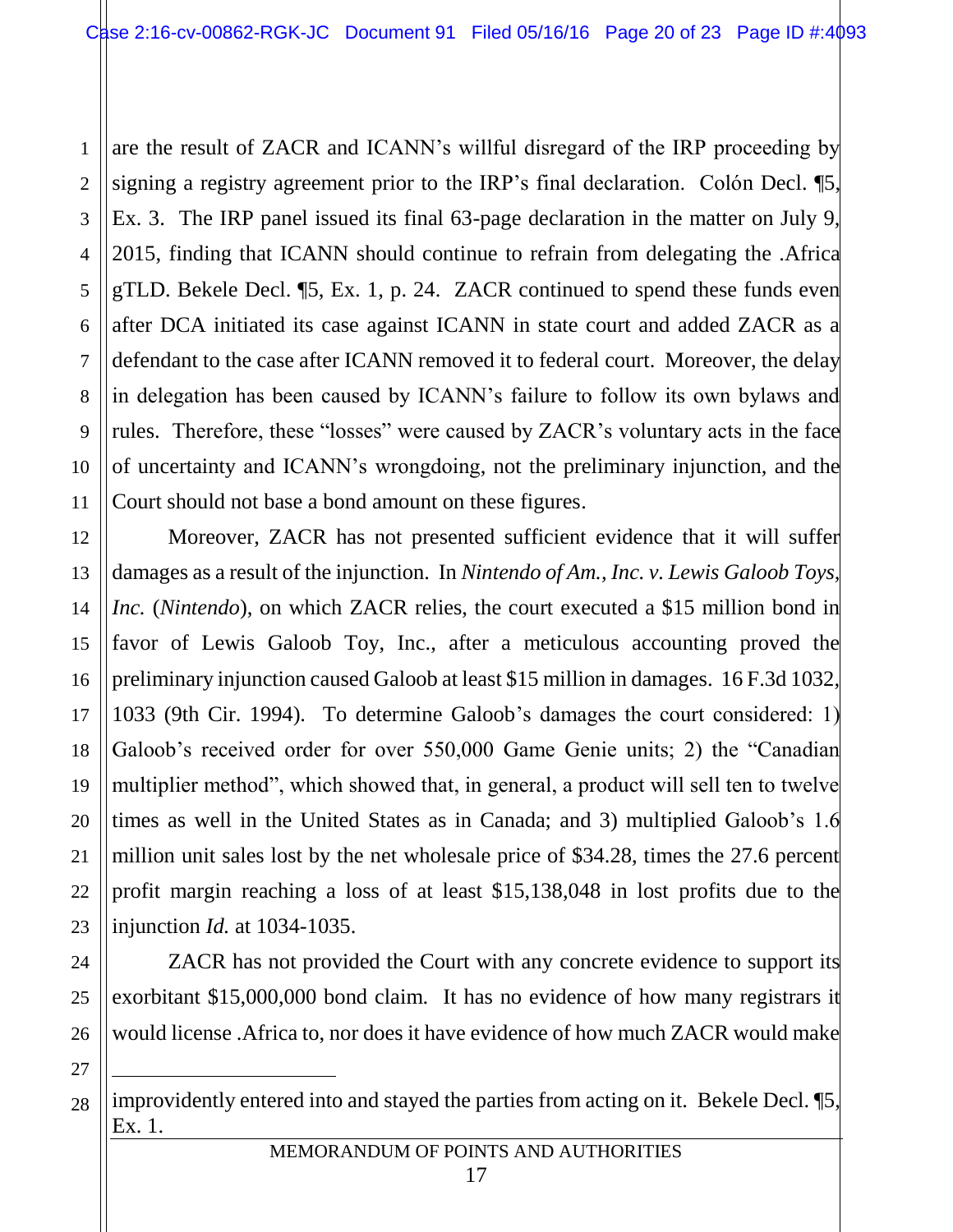are the result of ZACR and ICANN's willful disregard of the IRP proceeding by signing a registry agreement prior to the IRP's final declaration. Colón Decl. ¶5, Ex. 3. The IRP panel issued its final 63-page declaration in the matter on July 9, 2015, finding that ICANN should continue to refrain from delegating the .Africa gTLD. Bekele Decl. ¶5, Ex. 1, p. 24. ZACR continued to spend these funds even after DCA initiated its case against ICANN in state court and added ZACR as a defendant to the case after ICANN removed it to federal court. Moreover, the delay in delegation has been caused by ICANN's failure to follow its own bylaws and rules. Therefore, these "losses" were caused by ZACR's voluntary acts in the face of uncertainty and ICANN's wrongdoing, not the preliminary injunction, and the Court should not base a bond amount on these figures.

Moreover, ZACR has not presented sufficient evidence that it will suffer damages as a result of the injunction. In *Nintendo of Am., Inc. v. Lewis Galoob Toys, Inc.* (*Nintendo*), on which ZACR relies, the court executed a $15 million bond in favor of Lewis Galoob Toy, Inc., after a meticulous accounting proved the preliminary injunction caused Galoob at least $15 million in damages. 16 F.3d 1032, 1033 (9th Cir. 1994). To determine Galoob's damages the court considered: 1) Galoob's received order for over 550,000 Game Genie units; 2) the "Canadian multiplier method", which showed that, in general, a product will sell ten to twelve times as well in the United States as in Canada; and 3) multiplied Galoob's 1.6 million unit sales lost by the net wholesale price of $34.28, times the 27.6 percent profit margin reaching a loss of at least $15,138,048 in lost profits due to the injunction *Id.* at 1034-1035.

ZACR has not provided the Court with any concrete evidence to support its exorbitant $15,000,000 bond claim. It has no evidence of how many registrars it would license .Africa to, nor does it have evidence of how much ZACR would make

---

improvidently entered into and stayed the parties from acting on it. Bekele Decl. ¶5, Ex. 1.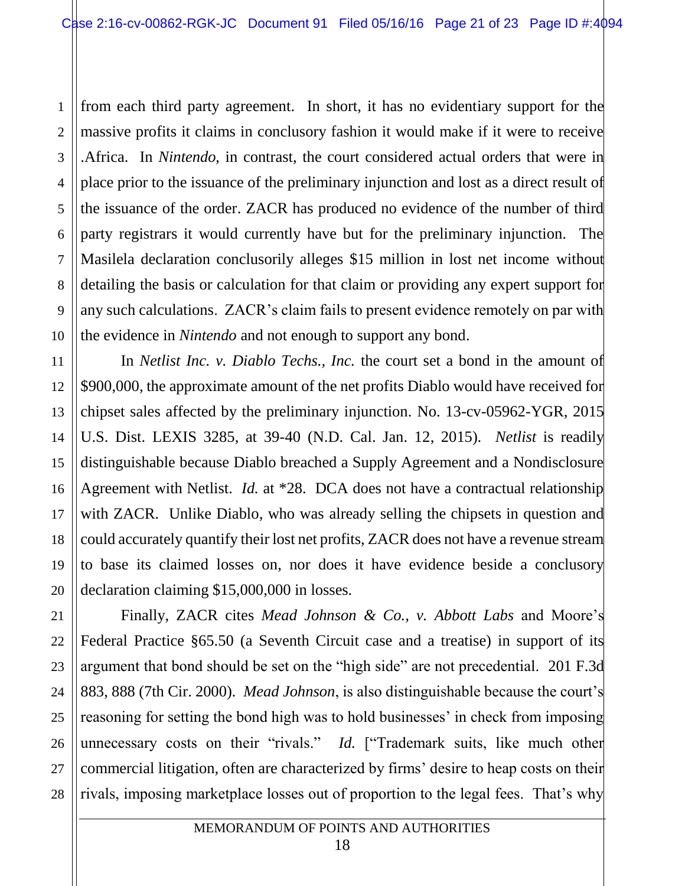from each third party agreement. In short, it has no evidentiary support for the massive profits it claims in conclusory fashion it would make if it were to receive .Africa. In *Nintendo,* in contrast, the court considered actual orders that were in place prior to the issuance of the preliminary injunction and lost as a direct result of the issuance of the order. ZACR has produced no evidence of the number of third party registrars it would currently have but for the preliminary injunction. The Masilela declaration conclusorily alleges $15 million in lost net income without detailing the basis or calculation for that claim or providing any expert support for any such calculations. ZACR's claim fails to present evidence remotely on par with the evidence in *Nintendo* and not enough to support any bond.

In *Netlist Inc. v. Diablo Techs., Inc.* the court set a bond in the amount of $900,000, the approximate amount of the net profits Diablo would have received for chipset sales affected by the preliminary injunction. No. 13-cv-05962-YGR, 2015 U.S. Dist. LEXIS 3285, at 39-40 (N.D. Cal. Jan. 12, 2015). *Netlist* is readily distinguishable because Diablo breached a Supply Agreement and a Nondisclosure Agreement with Netlist. *Id.* at *28. DCA does not have a contractual relationship with ZACR. Unlike Diablo, who was already selling the chipsets in question and could accurately quantify their lost net profits, ZACR does not have a revenue stream to base its claimed losses on, nor does it have evidence beside a conclusory declaration claiming $15,000,000 in losses.

Finally, ZACR cites *Mead Johnson & Co., v. Abbott Labs* and Moore's Federal Practice §65.50 (a Seventh Circuit case and a treatise) in support of its argument that bond should be set on the "high side" are not precedential. 201 F.3d 883, 888 (7th Cir. 2000). *Mead Johnson*, is also distinguishable because the court's reasoning for setting the bond high was to hold businesses' in check from imposing unnecessary costs on their "rivals." *Id.* ["Trademark suits, like much other commercial litigation, often are characterized by firms' desire to heap costs on their rivals, imposing marketplace losses out of proportion to the legal fees. That's why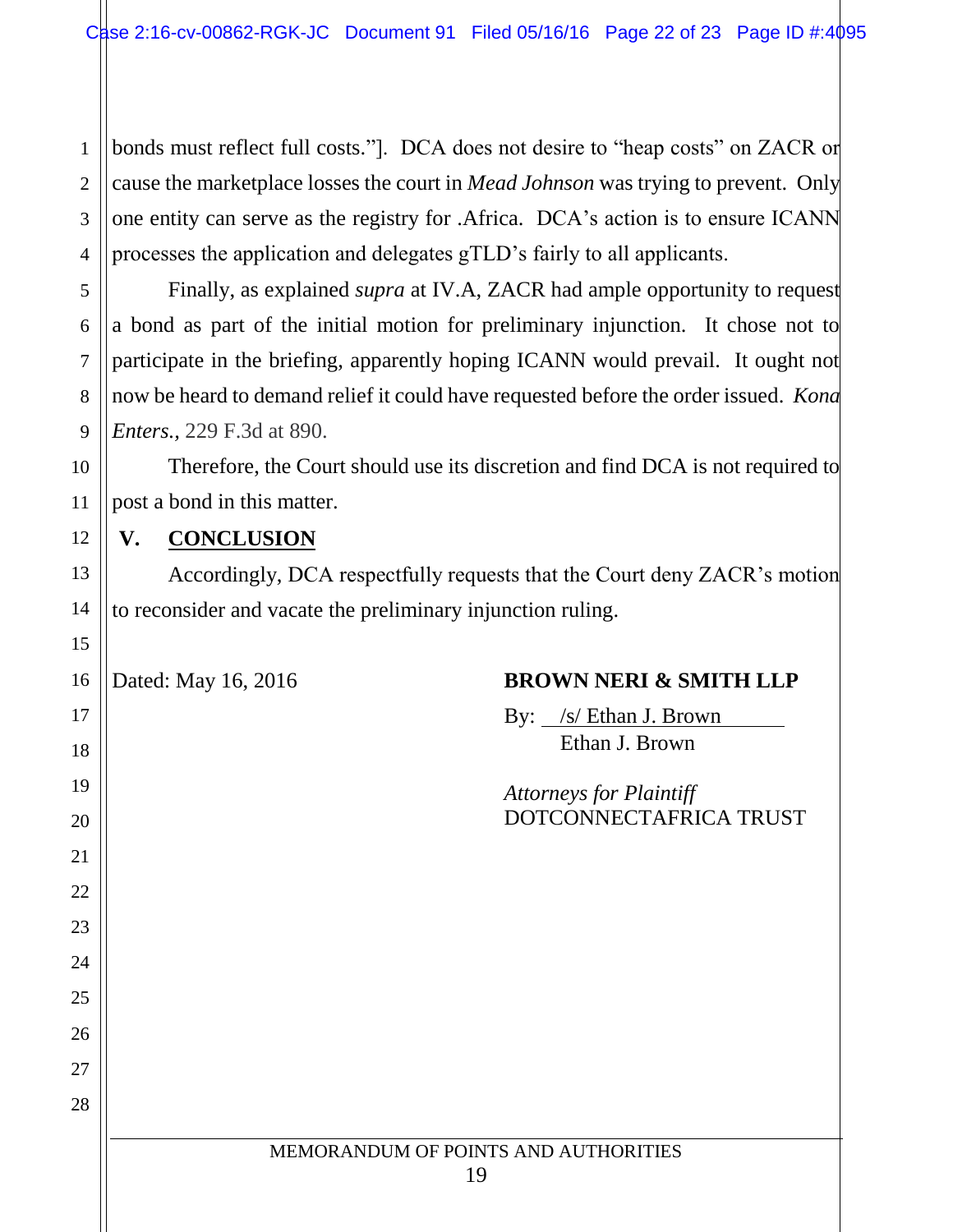bonds must reflect full costs."]. DCA does not desire to "heap costs" on ZACR or cause the marketplace losses the court in *Mead Johnson* was trying to prevent. Only one entity can serve as the registry for .Africa. DCA's action is to ensure ICANN processes the application and delegates gTLD's fairly to all applicants.

Finally, as explained *supra* at IV.A, ZACR had ample opportunity to request a bond as part of the initial motion for preliminary injunction. It chose not to participate in the briefing, apparently hoping ICANN would prevail. It ought not now be heard to demand relief it could have requested before the order issued. *Kona Enters.*, 229 F.3d at 890.

Therefore, the Court should use its discretion and find DCA is not required to post a bond in this matter.

## V. CONCLUSION

Accordingly, DCA respectfully requests that the Court deny ZACR's motion to reconsider and vacate the preliminary injunction ruling.

Dated: May 16, 2016

**BROWN NERI & SMITH LLP**

By: /s/ Ethan J. Brown
Ethan J. Brown

*Attorneys for Plaintiff*
DOTCONNECTAFRICA TRUST

MEMORANDUM OF POINTS AND AUTHORITIES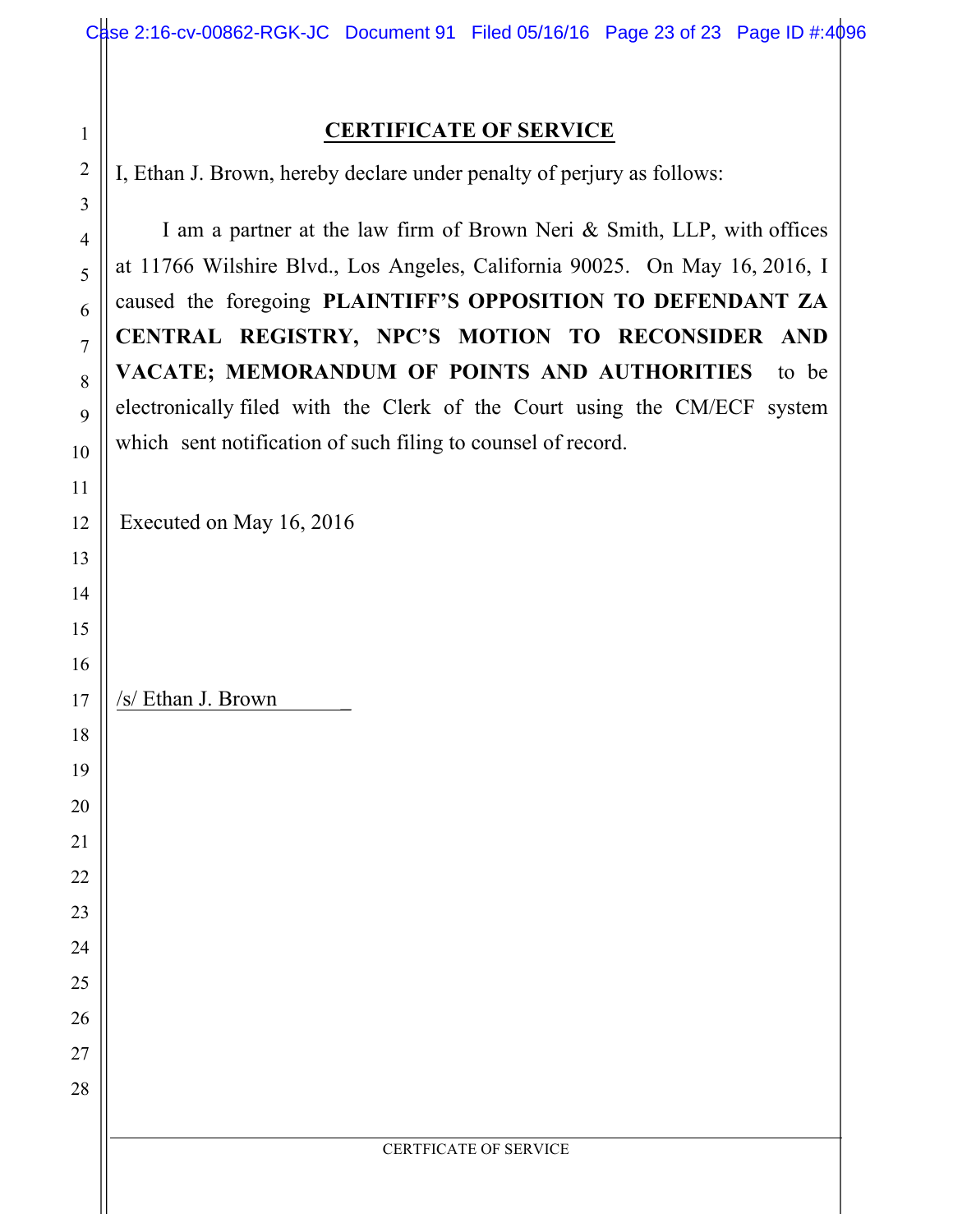## CERTIFICATE OF SERVICE

I, Ethan J. Brown, hereby declare under penalty of perjury as follows:

I am a partner at the law firm of Brown Neri & Smith, LLP, with offices at 11766 Wilshire Blvd., Los Angeles, California 90025. On May 16, 2016, I caused the foregoing **PLAINTIFF'S OPPOSITION TO DEFENDANT ZA CENTRAL REGISTRY, NPC'S MOTION TO RECONSIDER AND VACATE; MEMORANDUM OF POINTS AND AUTHORITIES** to be electronically filed with the Clerk of the Court using the CM/ECF system which sent notification of such filing to counsel of record.

Executed on May 16, 2016

/s/ Ethan J. Brown

CERTFICATE OF SERVICE